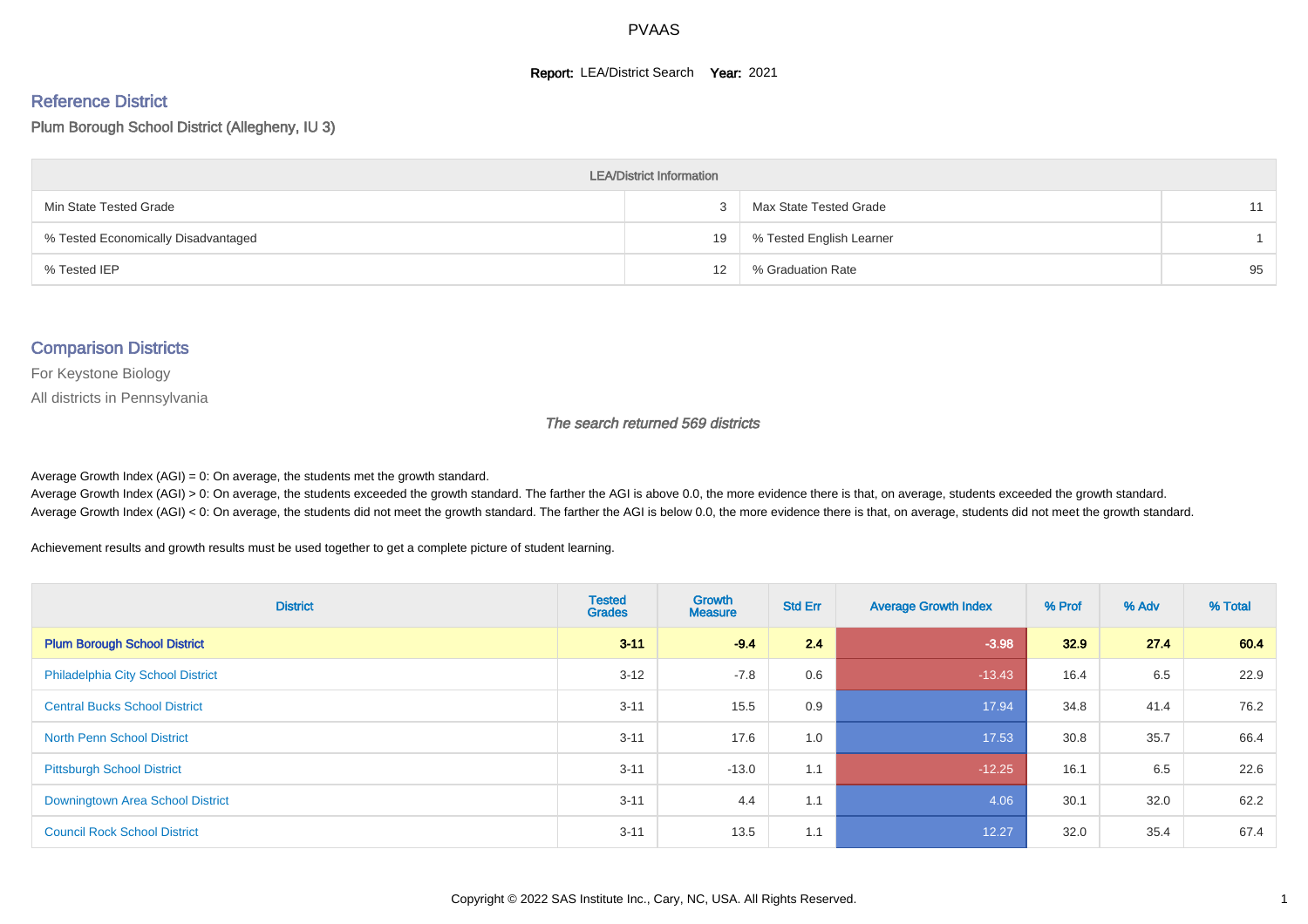# PVAAS

**Report:** LEA/District Search **Year:** 2021

## Reference District

Plum Borough School District (Allegheny, IU 3)

| LEA/District Information | | | |
|---|---|---|---|
| Min State Tested Grade | 3 | Max State Tested Grade | 11 |
| % Tested Economically Disadvantaged | 19 | % Tested English Learner | 1 |
| % Tested IEP | 12 | % Graduation Rate | 95 |

## Comparison Districts

For Keystone Biology

All districts in Pennsylvania

*The search returned 569 districts*

Average Growth Index (AGI) = 0: On average, the students met the growth standard.
Average Growth Index (AGI) > 0: On average, the students exceeded the growth standard. The farther the AGI is above 0.0, the more evidence there is that, on average, students exceeded the growth standard.
Average Growth Index (AGI) < 0: On average, the students did not meet the growth standard. The farther the AGI is below 0.0, the more evidence there is that, on average, students did not meet the growth standard.

Achievement results and growth results must be used together to get a complete picture of student learning.

| District | Tested Grades | Growth Measure | Std Err | Average Growth Index | % Prof | % Adv | % Total |
|---|---|---|---|---|---|---|---|
| **Plum Borough School District** | **3-11** | **-9.4** | **2.4** | **-3.98** | **32.9** | **27.4** | **60.4** |
| Philadelphia City School District | 3-12 | -7.8 | 0.6 | -13.43 | 16.4 | 6.5 | 22.9 |
| Central Bucks School District | 3-11 | 15.5 | 0.9 | 17.94 | 34.8 | 41.4 | 76.2 |
| North Penn School District | 3-11 | 17.6 | 1.0 | 17.53 | 30.8 | 35.7 | 66.4 |
| Pittsburgh School District | 3-11 | -13.0 | 1.1 | -12.25 | 16.1 | 6.5 | 22.6 |
| Downingtown Area School District | 3-11 | 4.4 | 1.1 | 4.06 | 30.1 | 32.0 | 62.2 |
| Council Rock School District | 3-11 | 13.5 | 1.1 | 12.27 | 32.0 | 35.4 | 67.4 |

Copyright © 2022 SAS Institute Inc., Cary, NC, USA. All Rights Reserved.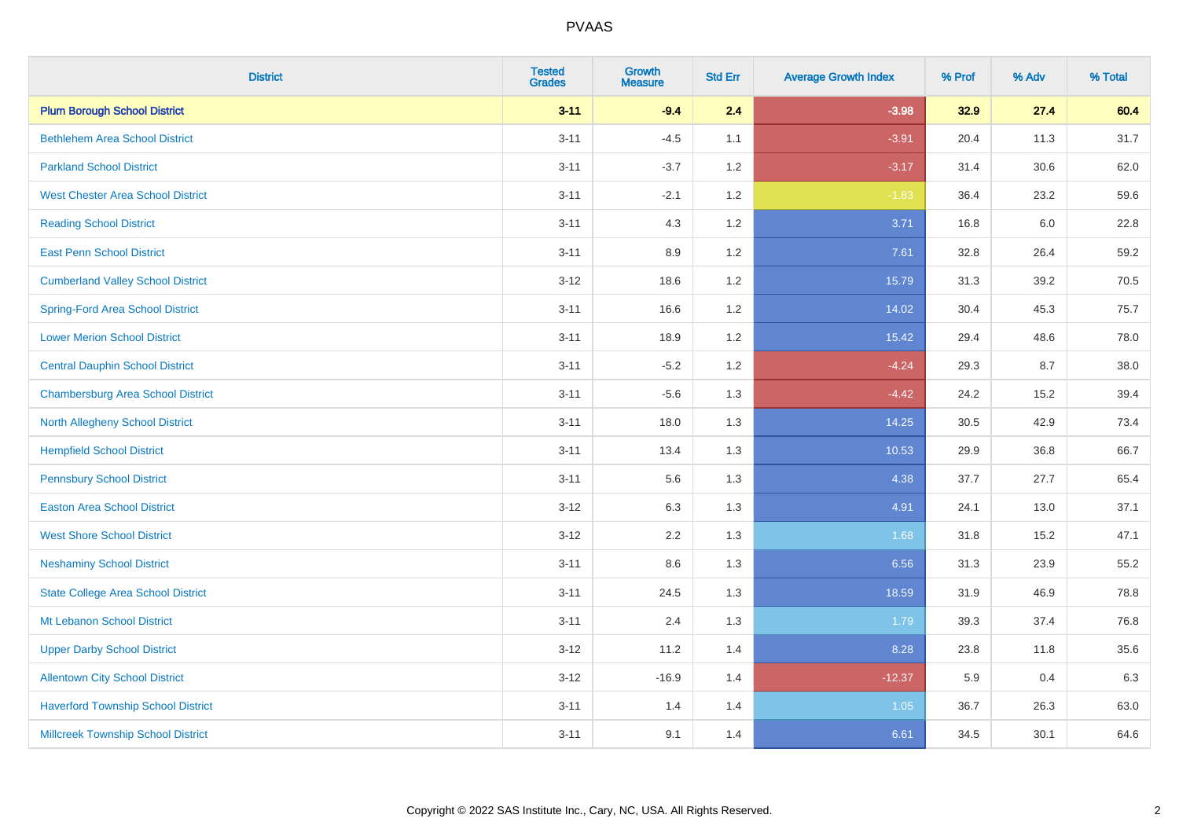# PVAAS

| District | Tested Grades | Growth Measure | Std Err | Average Growth Index | % Prof | % Adv | % Total |
|---|---|---|---|---|---|---|---|
| **Plum Borough School District** | **3-11** | **-9.4** | **2.4** | **-3.98** | **32.9** | **27.4** | **60.4** |
| Bethlehem Area School District | 3-11 | -4.5 | 1.1 | -3.91 | 20.4 | 11.3 | 31.7 |
| Parkland School District | 3-11 | -3.7 | 1.2 | -3.17 | 31.4 | 30.6 | 62.0 |
| West Chester Area School District | 3-11 | -2.1 | 1.2 | -1.83 | 36.4 | 23.2 | 59.6 |
| Reading School District | 3-11 | 4.3 | 1.2 | 3.71 | 16.8 | 6.0 | 22.8 |
| East Penn School District | 3-11 | 8.9 | 1.2 | 7.61 | 32.8 | 26.4 | 59.2 |
| Cumberland Valley School District | 3-12 | 18.6 | 1.2 | 15.79 | 31.3 | 39.2 | 70.5 |
| Spring-Ford Area School District | 3-11 | 16.6 | 1.2 | 14.02 | 30.4 | 45.3 | 75.7 |
| Lower Merion School District | 3-11 | 18.9 | 1.2 | 15.42 | 29.4 | 48.6 | 78.0 |
| Central Dauphin School District | 3-11 | -5.2 | 1.2 | -4.24 | 29.3 | 8.7 | 38.0 |
| Chambersburg Area School District | 3-11 | -5.6 | 1.3 | -4.42 | 24.2 | 15.2 | 39.4 |
| North Allegheny School District | 3-11 | 18.0 | 1.3 | 14.25 | 30.5 | 42.9 | 73.4 |
| Hempfield School District | 3-11 | 13.4 | 1.3 | 10.53 | 29.9 | 36.8 | 66.7 |
| Pennsbury School District | 3-11 | 5.6 | 1.3 | 4.38 | 37.7 | 27.7 | 65.4 |
| Easton Area School District | 3-12 | 6.3 | 1.3 | 4.91 | 24.1 | 13.0 | 37.1 |
| West Shore School District | 3-12 | 2.2 | 1.3 | 1.68 | 31.8 | 15.2 | 47.1 |
| Neshaminy School District | 3-11 | 8.6 | 1.3 | 6.56 | 31.3 | 23.9 | 55.2 |
| State College Area School District | 3-11 | 24.5 | 1.3 | 18.59 | 31.9 | 46.9 | 78.8 |
| Mt Lebanon School District | 3-11 | 2.4 | 1.3 | 1.79 | 39.3 | 37.4 | 76.8 |
| Upper Darby School District | 3-12 | 11.2 | 1.4 | 8.28 | 23.8 | 11.8 | 35.6 |
| Allentown City School District | 3-12 | -16.9 | 1.4 | -12.37 | 5.9 | 0.4 | 6.3 |
| Haverford Township School District | 3-11 | 1.4 | 1.4 | 1.05 | 36.7 | 26.3 | 63.0 |
| Millcreek Township School District | 3-11 | 9.1 | 1.4 | 6.61 | 34.5 | 30.1 | 64.6 |

Copyright © 2022 SAS Institute Inc., Cary, NC, USA. All Rights Reserved.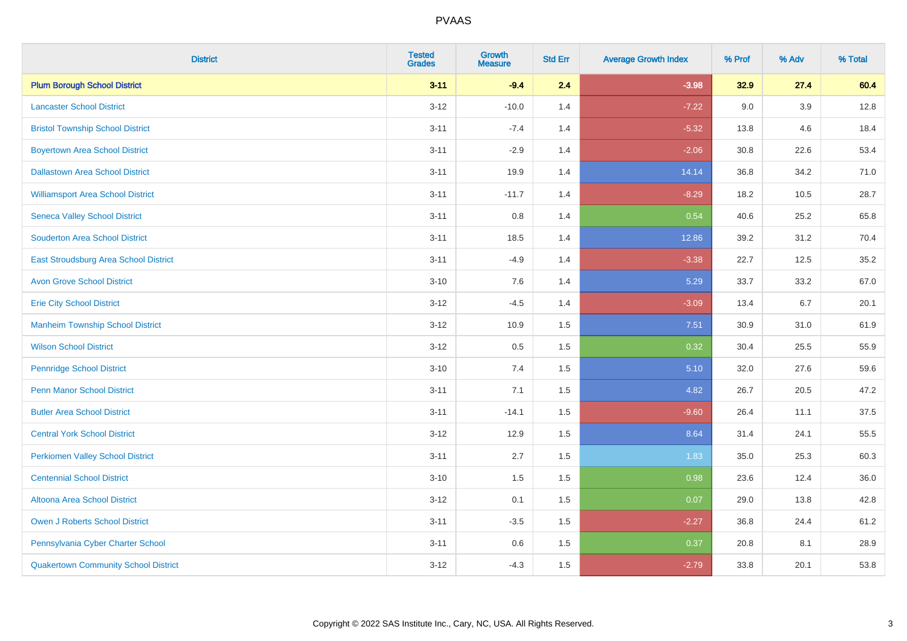# PVAAS

| District | Tested Grades | Growth Measure | Std Err | Average Growth Index | % Prof | % Adv | % Total |
|---|---|---|---|---|---|---|---|
| **Plum Borough School District** | **3-11** | **-9.4** | **2.4** | **-3.98** | **32.9** | **27.4** | **60.4** |
| Lancaster School District | 3-12 | -10.0 | 1.4 | -7.22 | 9.0 | 3.9 | 12.8 |
| Bristol Township School District | 3-11 | -7.4 | 1.4 | -5.32 | 13.8 | 4.6 | 18.4 |
| Boyertown Area School District | 3-11 | -2.9 | 1.4 | -2.06 | 30.8 | 22.6 | 53.4 |
| Dallastown Area School District | 3-11 | 19.9 | 1.4 | 14.14 | 36.8 | 34.2 | 71.0 |
| Williamsport Area School District | 3-11 | -11.7 | 1.4 | -8.29 | 18.2 | 10.5 | 28.7 |
| Seneca Valley School District | 3-11 | 0.8 | 1.4 | 0.54 | 40.6 | 25.2 | 65.8 |
| Souderton Area School District | 3-11 | 18.5 | 1.4 | 12.86 | 39.2 | 31.2 | 70.4 |
| East Stroudsburg Area School District | 3-11 | -4.9 | 1.4 | -3.38 | 22.7 | 12.5 | 35.2 |
| Avon Grove School District | 3-10 | 7.6 | 1.4 | 5.29 | 33.7 | 33.2 | 67.0 |
| Erie City School District | 3-12 | -4.5 | 1.4 | -3.09 | 13.4 | 6.7 | 20.1 |
| Manheim Township School District | 3-12 | 10.9 | 1.5 | 7.51 | 30.9 | 31.0 | 61.9 |
| Wilson School District | 3-12 | 0.5 | 1.5 | 0.32 | 30.4 | 25.5 | 55.9 |
| Pennridge School District | 3-10 | 7.4 | 1.5 | 5.10 | 32.0 | 27.6 | 59.6 |
| Penn Manor School District | 3-11 | 7.1 | 1.5 | 4.82 | 26.7 | 20.5 | 47.2 |
| Butler Area School District | 3-11 | -14.1 | 1.5 | -9.60 | 26.4 | 11.1 | 37.5 |
| Central York School District | 3-12 | 12.9 | 1.5 | 8.64 | 31.4 | 24.1 | 55.5 |
| Perkiomen Valley School District | 3-11 | 2.7 | 1.5 | 1.83 | 35.0 | 25.3 | 60.3 |
| Centennial School District | 3-10 | 1.5 | 1.5 | 0.98 | 23.6 | 12.4 | 36.0 |
| Altoona Area School District | 3-12 | 0.1 | 1.5 | 0.07 | 29.0 | 13.8 | 42.8 |
| Owen J Roberts School District | 3-11 | -3.5 | 1.5 | -2.27 | 36.8 | 24.4 | 61.2 |
| Pennsylvania Cyber Charter School | 3-11 | 0.6 | 1.5 | 0.37 | 20.8 | 8.1 | 28.9 |
| Quakertown Community School District | 3-12 | -4.3 | 1.5 | -2.79 | 33.8 | 20.1 | 53.8 |

Copyright © 2022 SAS Institute Inc., Cary, NC, USA. All Rights Reserved.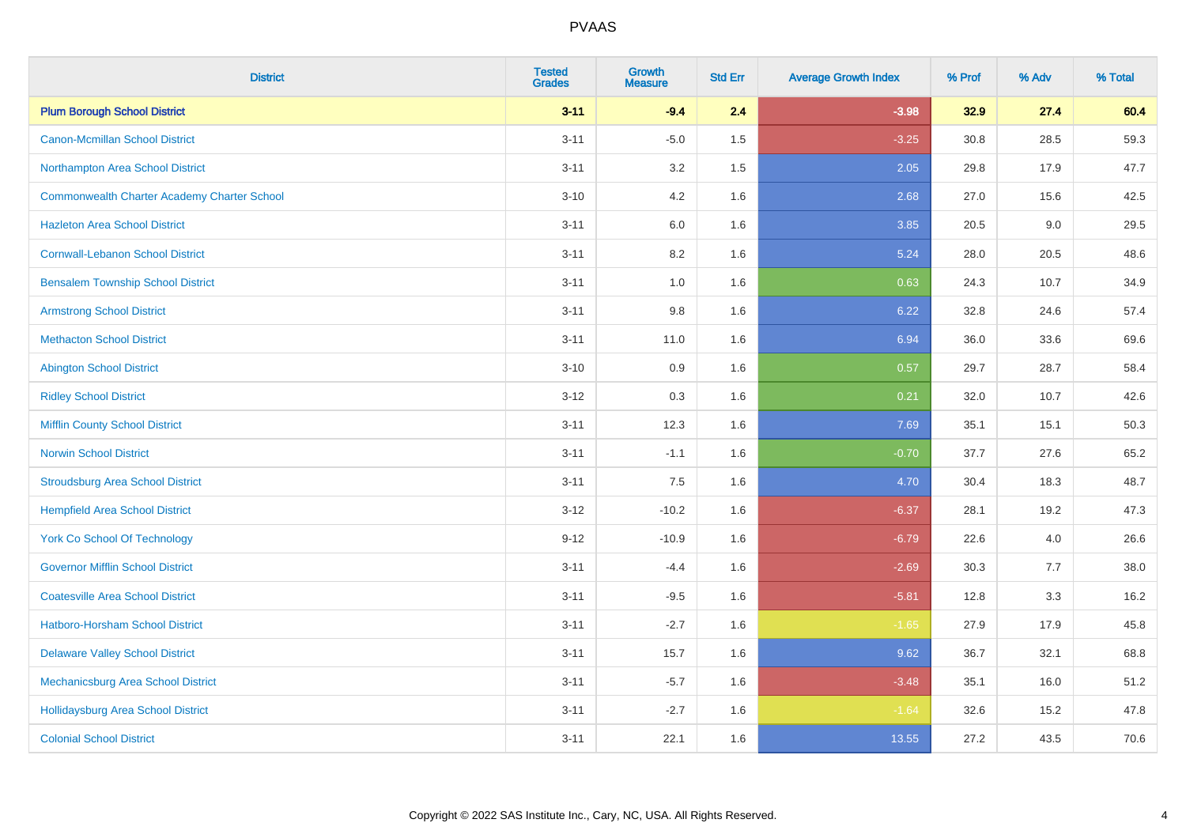# PVAAS

| District | Tested Grades | Growth Measure | Std Err | Average Growth Index | % Prof | % Adv | % Total |
|---|---|---|---|---|---|---|---|
| **Plum Borough School District** | **3-11** | **-9.4** | **2.4** | **-3.98** | **32.9** | **27.4** | **60.4** |
| Canon-Mcmillan School District | 3-11 | -5.0 | 1.5 | -3.25 | 30.8 | 28.5 | 59.3 |
| Northampton Area School District | 3-11 | 3.2 | 1.5 | 2.05 | 29.8 | 17.9 | 47.7 |
| Commonwealth Charter Academy Charter School | 3-10 | 4.2 | 1.6 | 2.68 | 27.0 | 15.6 | 42.5 |
| Hazleton Area School District | 3-11 | 6.0 | 1.6 | 3.85 | 20.5 | 9.0 | 29.5 |
| Cornwall-Lebanon School District | 3-11 | 8.2 | 1.6 | 5.24 | 28.0 | 20.5 | 48.6 |
| Bensalem Township School District | 3-11 | 1.0 | 1.6 | 0.63 | 24.3 | 10.7 | 34.9 |
| Armstrong School District | 3-11 | 9.8 | 1.6 | 6.22 | 32.8 | 24.6 | 57.4 |
| Methacton School District | 3-11 | 11.0 | 1.6 | 6.94 | 36.0 | 33.6 | 69.6 |
| Abington School District | 3-10 | 0.9 | 1.6 | 0.57 | 29.7 | 28.7 | 58.4 |
| Ridley School District | 3-12 | 0.3 | 1.6 | 0.21 | 32.0 | 10.7 | 42.6 |
| Mifflin County School District | 3-11 | 12.3 | 1.6 | 7.69 | 35.1 | 15.1 | 50.3 |
| Norwin School District | 3-11 | -1.1 | 1.6 | -0.70 | 37.7 | 27.6 | 65.2 |
| Stroudsburg Area School District | 3-11 | 7.5 | 1.6 | 4.70 | 30.4 | 18.3 | 48.7 |
| Hempfield Area School District | 3-12 | -10.2 | 1.6 | -6.37 | 28.1 | 19.2 | 47.3 |
| York Co School Of Technology | 9-12 | -10.9 | 1.6 | -6.79 | 22.6 | 4.0 | 26.6 |
| Governor Mifflin School District | 3-11 | -4.4 | 1.6 | -2.69 | 30.3 | 7.7 | 38.0 |
| Coatesville Area School District | 3-11 | -9.5 | 1.6 | -5.81 | 12.8 | 3.3 | 16.2 |
| Hatboro-Horsham School District | 3-11 | -2.7 | 1.6 | -1.65 | 27.9 | 17.9 | 45.8 |
| Delaware Valley School District | 3-11 | 15.7 | 1.6 | 9.62 | 36.7 | 32.1 | 68.8 |
| Mechanicsburg Area School District | 3-11 | -5.7 | 1.6 | -3.48 | 35.1 | 16.0 | 51.2 |
| Hollidaysburg Area School District | 3-11 | -2.7 | 1.6 | -1.64 | 32.6 | 15.2 | 47.8 |
| Colonial School District | 3-11 | 22.1 | 1.6 | 13.55 | 27.2 | 43.5 | 70.6 |

Copyright © 2022 SAS Institute Inc., Cary, NC, USA. All Rights Reserved.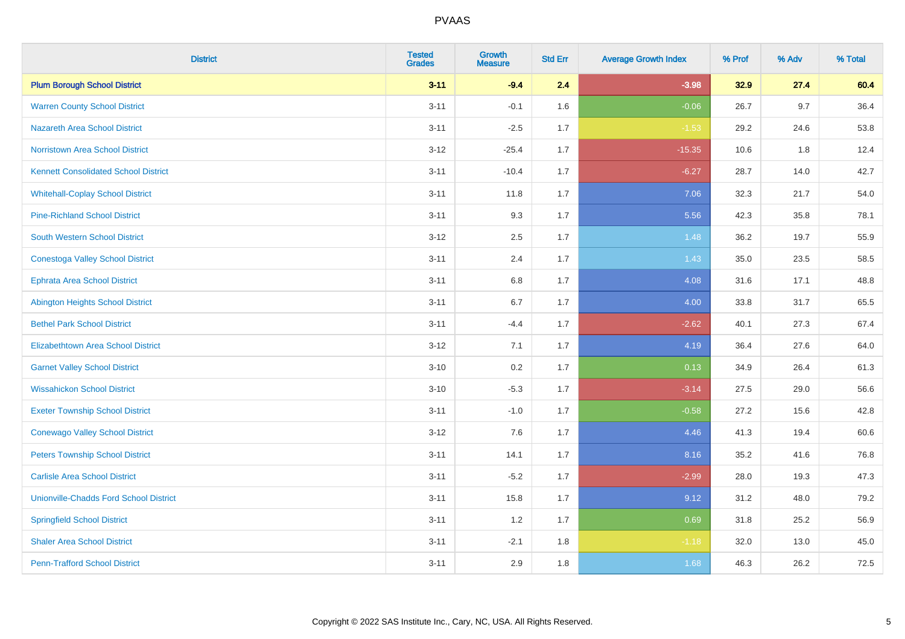PVAAS

| District | Tested Grades | Growth Measure | Std Err | Average Growth Index | % Prof | % Adv | % Total |
|---|---|---|---|---|---|---|---|
| **Plum Borough School District** | **3-11** | **-9.4** | **2.4** | **-3.98** | **32.9** | **27.4** | **60.4** |
| Warren County School District | 3-11 | -0.1 | 1.6 | -0.06 | 26.7 | 9.7 | 36.4 |
| Nazareth Area School District | 3-11 | -2.5 | 1.7 | -1.53 | 29.2 | 24.6 | 53.8 |
| Norristown Area School District | 3-12 | -25.4 | 1.7 | -15.35 | 10.6 | 1.8 | 12.4 |
| Kennett Consolidated School District | 3-11 | -10.4 | 1.7 | -6.27 | 28.7 | 14.0 | 42.7 |
| Whitehall-Coplay School District | 3-11 | 11.8 | 1.7 | 7.06 | 32.3 | 21.7 | 54.0 |
| Pine-Richland School District | 3-11 | 9.3 | 1.7 | 5.56 | 42.3 | 35.8 | 78.1 |
| South Western School District | 3-12 | 2.5 | 1.7 | 1.48 | 36.2 | 19.7 | 55.9 |
| Conestoga Valley School District | 3-11 | 2.4 | 1.7 | 1.43 | 35.0 | 23.5 | 58.5 |
| Ephrata Area School District | 3-11 | 6.8 | 1.7 | 4.08 | 31.6 | 17.1 | 48.8 |
| Abington Heights School District | 3-11 | 6.7 | 1.7 | 4.00 | 33.8 | 31.7 | 65.5 |
| Bethel Park School District | 3-11 | -4.4 | 1.7 | -2.62 | 40.1 | 27.3 | 67.4 |
| Elizabethtown Area School District | 3-12 | 7.1 | 1.7 | 4.19 | 36.4 | 27.6 | 64.0 |
| Garnet Valley School District | 3-10 | 0.2 | 1.7 | 0.13 | 34.9 | 26.4 | 61.3 |
| Wissahickon School District | 3-10 | -5.3 | 1.7 | -3.14 | 27.5 | 29.0 | 56.6 |
| Exeter Township School District | 3-11 | -1.0 | 1.7 | -0.58 | 27.2 | 15.6 | 42.8 |
| Conewago Valley School District | 3-12 | 7.6 | 1.7 | 4.46 | 41.3 | 19.4 | 60.6 |
| Peters Township School District | 3-11 | 14.1 | 1.7 | 8.16 | 35.2 | 41.6 | 76.8 |
| Carlisle Area School District | 3-11 | -5.2 | 1.7 | -2.99 | 28.0 | 19.3 | 47.3 |
| Unionville-Chadds Ford School District | 3-11 | 15.8 | 1.7 | 9.12 | 31.2 | 48.0 | 79.2 |
| Springfield School District | 3-11 | 1.2 | 1.7 | 0.69 | 31.8 | 25.2 | 56.9 |
| Shaler Area School District | 3-11 | -2.1 | 1.8 | -1.18 | 32.0 | 13.0 | 45.0 |
| Penn-Trafford School District | 3-11 | 2.9 | 1.8 | 1.68 | 46.3 | 26.2 | 72.5 |

Copyright © 2022 SAS Institute Inc., Cary, NC, USA. All Rights Reserved.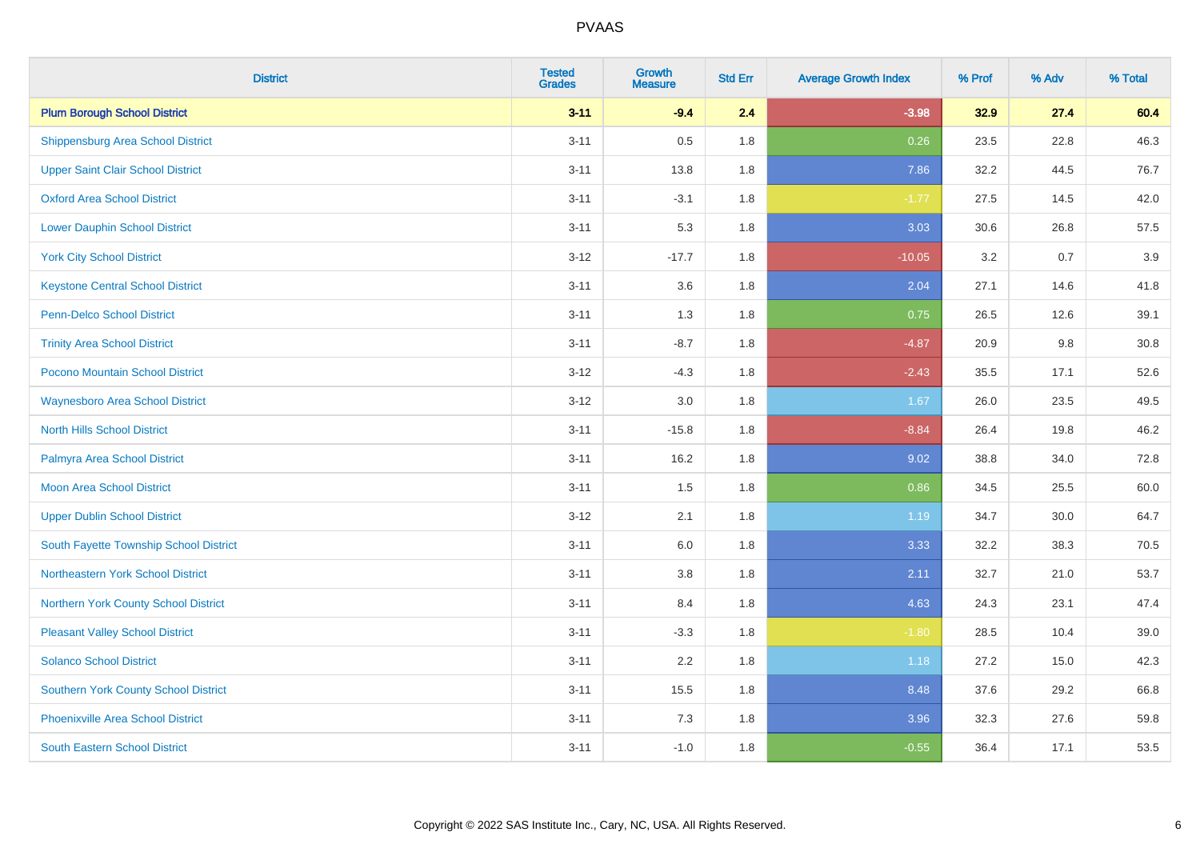# PVAAS

| District | Tested Grades | Growth Measure | Std Err | Average Growth Index | % Prof | % Adv | % Total |
|---|---|---|---|---|---|---|---|
| **Plum Borough School District** | **3-11** | **-9.4** | **2.4** | **-3.98** | **32.9** | **27.4** | **60.4** |
| Shippensburg Area School District | 3-11 | 0.5 | 1.8 | 0.26 | 23.5 | 22.8 | 46.3 |
| Upper Saint Clair School District | 3-11 | 13.8 | 1.8 | 7.86 | 32.2 | 44.5 | 76.7 |
| Oxford Area School District | 3-11 | -3.1 | 1.8 | -1.77 | 27.5 | 14.5 | 42.0 |
| Lower Dauphin School District | 3-11 | 5.3 | 1.8 | 3.03 | 30.6 | 26.8 | 57.5 |
| York City School District | 3-12 | -17.7 | 1.8 | -10.05 | 3.2 | 0.7 | 3.9 |
| Keystone Central School District | 3-11 | 3.6 | 1.8 | 2.04 | 27.1 | 14.6 | 41.8 |
| Penn-Delco School District | 3-11 | 1.3 | 1.8 | 0.75 | 26.5 | 12.6 | 39.1 |
| Trinity Area School District | 3-11 | -8.7 | 1.8 | -4.87 | 20.9 | 9.8 | 30.8 |
| Pocono Mountain School District | 3-12 | -4.3 | 1.8 | -2.43 | 35.5 | 17.1 | 52.6 |
| Waynesboro Area School District | 3-12 | 3.0 | 1.8 | 1.67 | 26.0 | 23.5 | 49.5 |
| North Hills School District | 3-11 | -15.8 | 1.8 | -8.84 | 26.4 | 19.8 | 46.2 |
| Palmyra Area School District | 3-11 | 16.2 | 1.8 | 9.02 | 38.8 | 34.0 | 72.8 |
| Moon Area School District | 3-11 | 1.5 | 1.8 | 0.86 | 34.5 | 25.5 | 60.0 |
| Upper Dublin School District | 3-12 | 2.1 | 1.8 | 1.19 | 34.7 | 30.0 | 64.7 |
| South Fayette Township School District | 3-11 | 6.0 | 1.8 | 3.33 | 32.2 | 38.3 | 70.5 |
| Northeastern York School District | 3-11 | 3.8 | 1.8 | 2.11 | 32.7 | 21.0 | 53.7 |
| Northern York County School District | 3-11 | 8.4 | 1.8 | 4.63 | 24.3 | 23.1 | 47.4 |
| Pleasant Valley School District | 3-11 | -3.3 | 1.8 | -1.80 | 28.5 | 10.4 | 39.0 |
| Solanco School District | 3-11 | 2.2 | 1.8 | 1.18 | 27.2 | 15.0 | 42.3 |
| Southern York County School District | 3-11 | 15.5 | 1.8 | 8.48 | 37.6 | 29.2 | 66.8 |
| Phoenixville Area School District | 3-11 | 7.3 | 1.8 | 3.96 | 32.3 | 27.6 | 59.8 |
| South Eastern School District | 3-11 | -1.0 | 1.8 | -0.55 | 36.4 | 17.1 | 53.5 |

Copyright © 2022 SAS Institute Inc., Cary, NC, USA. All Rights Reserved.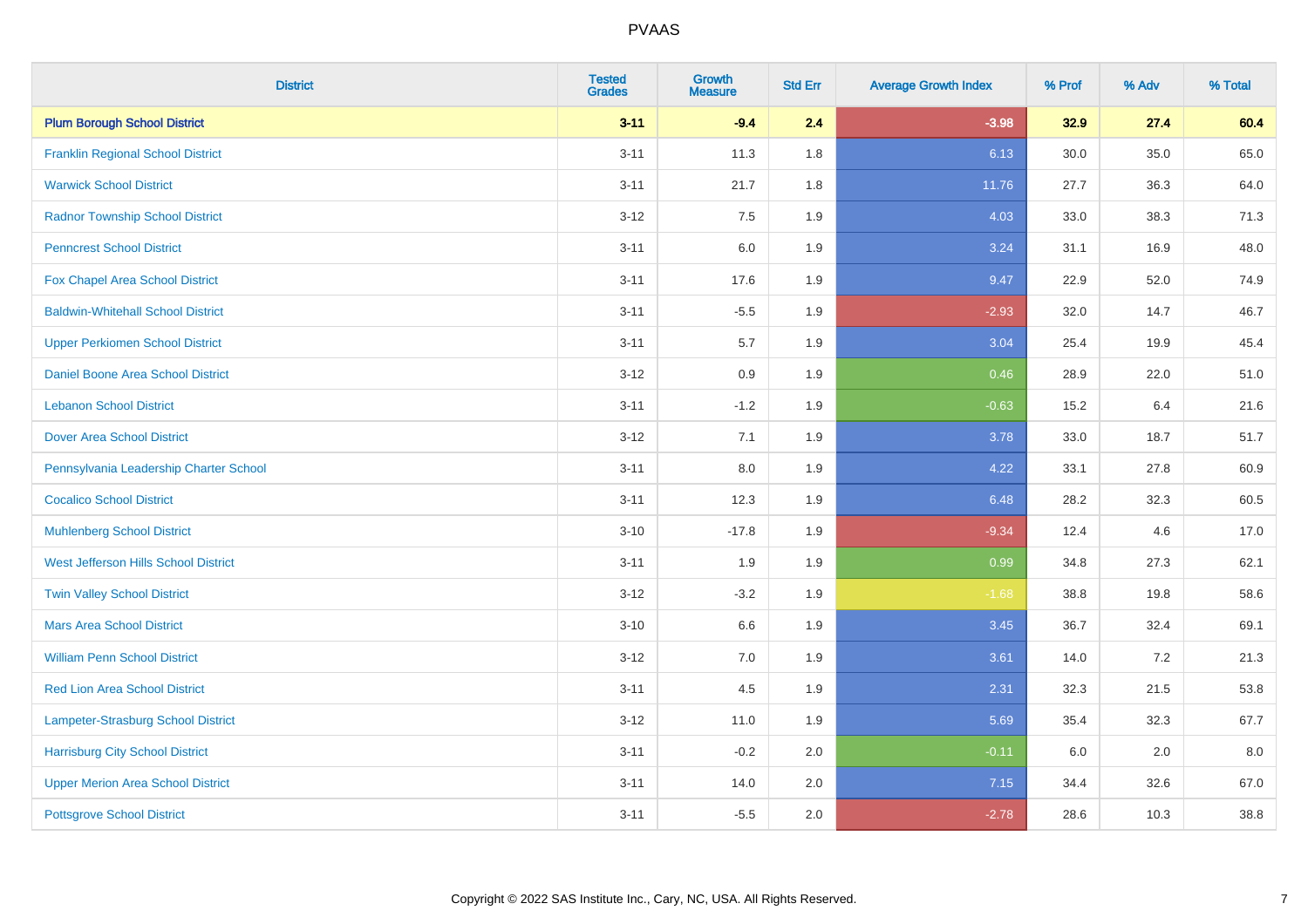# PVAAS

| District | Tested Grades | Growth Measure | Std Err | Average Growth Index | % Prof | % Adv | % Total |
|---|---|---|---|---|---|---|---|
| **Plum Borough School District** | **3-11** | **-9.4** | **2.4** | **-3.98** | **32.9** | **27.4** | **60.4** |
| Franklin Regional School District | 3-11 | 11.3 | 1.8 | 6.13 | 30.0 | 35.0 | 65.0 |
| Warwick School District | 3-11 | 21.7 | 1.8 | 11.76 | 27.7 | 36.3 | 64.0 |
| Radnor Township School District | 3-12 | 7.5 | 1.9 | 4.03 | 33.0 | 38.3 | 71.3 |
| Penncrest School District | 3-11 | 6.0 | 1.9 | 3.24 | 31.1 | 16.9 | 48.0 |
| Fox Chapel Area School District | 3-11 | 17.6 | 1.9 | 9.47 | 22.9 | 52.0 | 74.9 |
| Baldwin-Whitehall School District | 3-11 | -5.5 | 1.9 | -2.93 | 32.0 | 14.7 | 46.7 |
| Upper Perkiomen School District | 3-11 | 5.7 | 1.9 | 3.04 | 25.4 | 19.9 | 45.4 |
| Daniel Boone Area School District | 3-12 | 0.9 | 1.9 | 0.46 | 28.9 | 22.0 | 51.0 |
| Lebanon School District | 3-11 | -1.2 | 1.9 | -0.63 | 15.2 | 6.4 | 21.6 |
| Dover Area School District | 3-12 | 7.1 | 1.9 | 3.78 | 33.0 | 18.7 | 51.7 |
| Pennsylvania Leadership Charter School | 3-11 | 8.0 | 1.9 | 4.22 | 33.1 | 27.8 | 60.9 |
| Cocalico School District | 3-11 | 12.3 | 1.9 | 6.48 | 28.2 | 32.3 | 60.5 |
| Muhlenberg School District | 3-10 | -17.8 | 1.9 | -9.34 | 12.4 | 4.6 | 17.0 |
| West Jefferson Hills School District | 3-11 | 1.9 | 1.9 | 0.99 | 34.8 | 27.3 | 62.1 |
| Twin Valley School District | 3-12 | -3.2 | 1.9 | -1.68 | 38.8 | 19.8 | 58.6 |
| Mars Area School District | 3-10 | 6.6 | 1.9 | 3.45 | 36.7 | 32.4 | 69.1 |
| William Penn School District | 3-12 | 7.0 | 1.9 | 3.61 | 14.0 | 7.2 | 21.3 |
| Red Lion Area School District | 3-11 | 4.5 | 1.9 | 2.31 | 32.3 | 21.5 | 53.8 |
| Lampeter-Strasburg School District | 3-12 | 11.0 | 1.9 | 5.69 | 35.4 | 32.3 | 67.7 |
| Harrisburg City School District | 3-11 | -0.2 | 2.0 | -0.11 | 6.0 | 2.0 | 8.0 |
| Upper Merion Area School District | 3-11 | 14.0 | 2.0 | 7.15 | 34.4 | 32.6 | 67.0 |
| Pottsgrove School District | 3-11 | -5.5 | 2.0 | -2.78 | 28.6 | 10.3 | 38.8 |

Copyright © 2022 SAS Institute Inc., Cary, NC, USA. All Rights Reserved.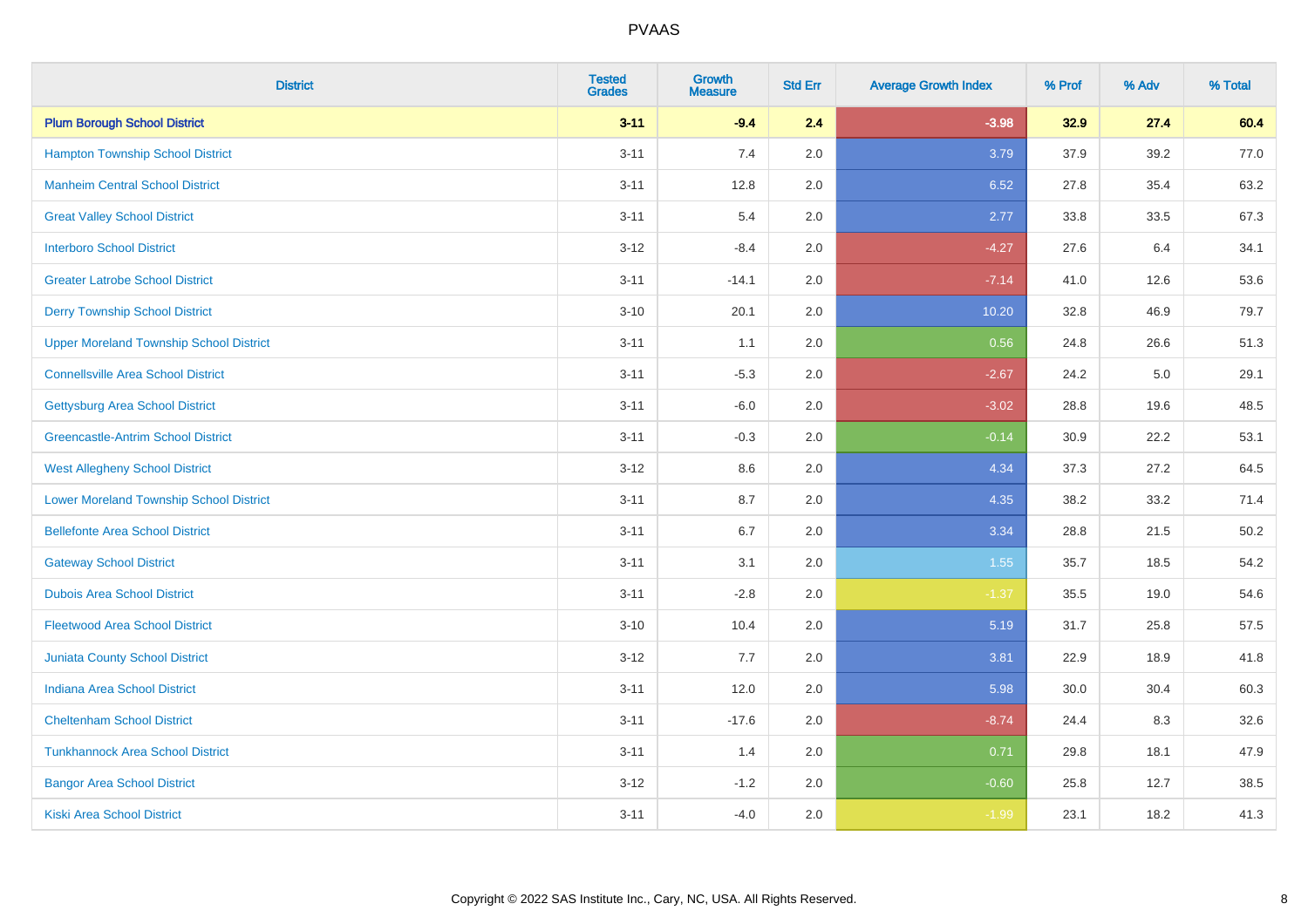| District | Tested Grades | Growth Measure | Std Err | Average Growth Index | % Prof | % Adv | % Total |
|---|---|---|---|---|---|---|---|
| **Plum Borough School District** | **3-11** | **-9.4** | **2.4** | **-3.98** | **32.9** | **27.4** | **60.4** |
| Hampton Township School District | 3-11 | 7.4 | 2.0 | 3.79 | 37.9 | 39.2 | 77.0 |
| Manheim Central School District | 3-11 | 12.8 | 2.0 | 6.52 | 27.8 | 35.4 | 63.2 |
| Great Valley School District | 3-11 | 5.4 | 2.0 | 2.77 | 33.8 | 33.5 | 67.3 |
| Interboro School District | 3-12 | -8.4 | 2.0 | -4.27 | 27.6 | 6.4 | 34.1 |
| Greater Latrobe School District | 3-11 | -14.1 | 2.0 | -7.14 | 41.0 | 12.6 | 53.6 |
| Derry Township School District | 3-10 | 20.1 | 2.0 | 10.20 | 32.8 | 46.9 | 79.7 |
| Upper Moreland Township School District | 3-11 | 1.1 | 2.0 | 0.56 | 24.8 | 26.6 | 51.3 |
| Connellsville Area School District | 3-11 | -5.3 | 2.0 | -2.67 | 24.2 | 5.0 | 29.1 |
| Gettysburg Area School District | 3-11 | -6.0 | 2.0 | -3.02 | 28.8 | 19.6 | 48.5 |
| Greencastle-Antrim School District | 3-11 | -0.3 | 2.0 | -0.14 | 30.9 | 22.2 | 53.1 |
| West Allegheny School District | 3-12 | 8.6 | 2.0 | 4.34 | 37.3 | 27.2 | 64.5 |
| Lower Moreland Township School District | 3-11 | 8.7 | 2.0 | 4.35 | 38.2 | 33.2 | 71.4 |
| Bellefonte Area School District | 3-11 | 6.7 | 2.0 | 3.34 | 28.8 | 21.5 | 50.2 |
| Gateway School District | 3-11 | 3.1 | 2.0 | 1.55 | 35.7 | 18.5 | 54.2 |
| Dubois Area School District | 3-11 | -2.8 | 2.0 | -1.37 | 35.5 | 19.0 | 54.6 |
| Fleetwood Area School District | 3-10 | 10.4 | 2.0 | 5.19 | 31.7 | 25.8 | 57.5 |
| Juniata County School District | 3-12 | 7.7 | 2.0 | 3.81 | 22.9 | 18.9 | 41.8 |
| Indiana Area School District | 3-11 | 12.0 | 2.0 | 5.98 | 30.0 | 30.4 | 60.3 |
| Cheltenham School District | 3-11 | -17.6 | 2.0 | -8.74 | 24.4 | 8.3 | 32.6 |
| Tunkhannock Area School District | 3-11 | 1.4 | 2.0 | 0.71 | 29.8 | 18.1 | 47.9 |
| Bangor Area School District | 3-12 | -1.2 | 2.0 | -0.60 | 25.8 | 12.7 | 38.5 |
| Kiski Area School District | 3-11 | -4.0 | 2.0 | -1.99 | 23.1 | 18.2 | 41.3 |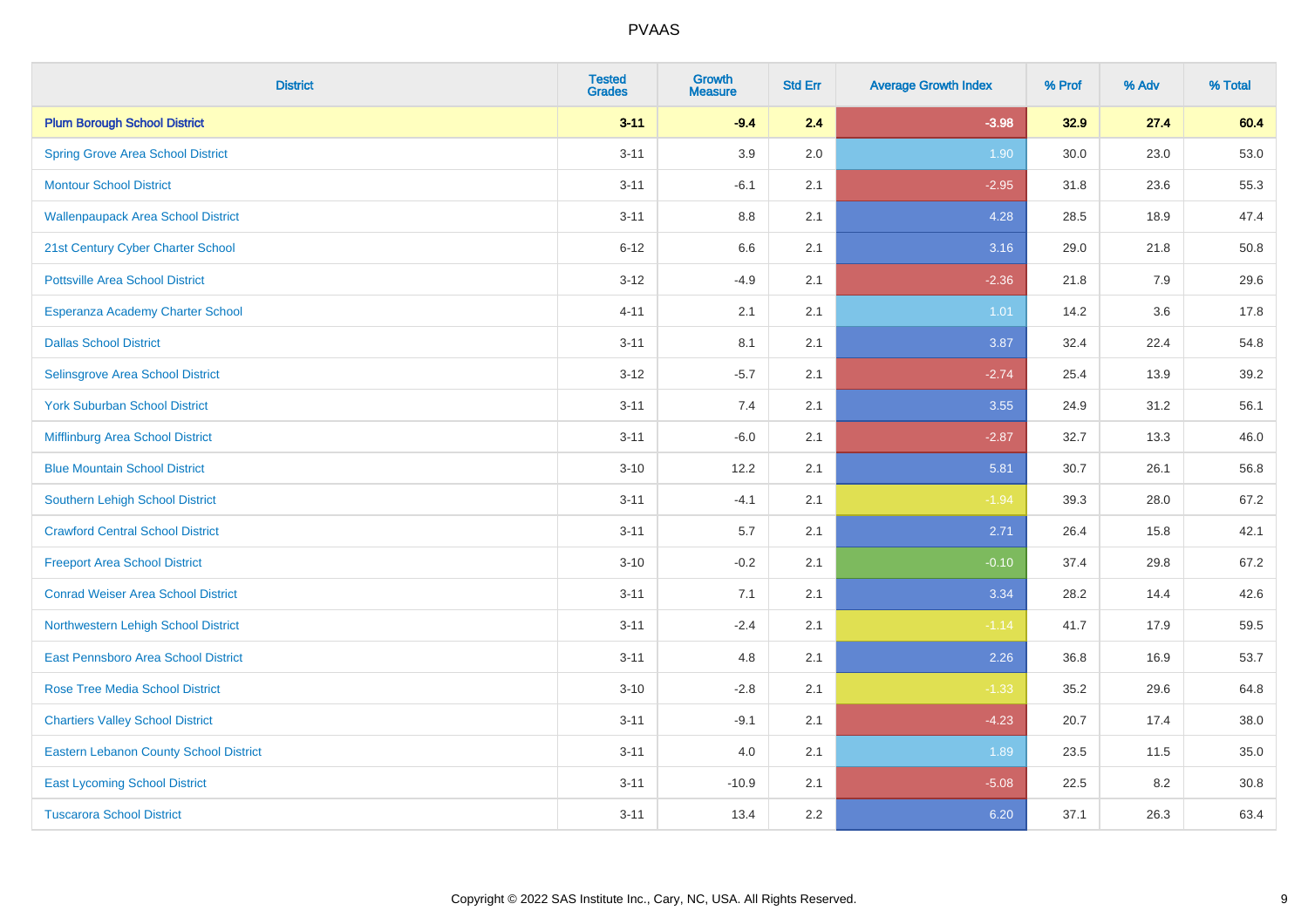| District | Tested Grades | Growth Measure | Std Err | Average Growth Index | % Prof | % Adv | % Total |
|---|---|---|---|---|---|---|---|
| **Plum Borough School District** | **3-11** | **-9.4** | **2.4** | **-3.98** | **32.9** | **27.4** | **60.4** |
| Spring Grove Area School District | 3-11 | 3.9 | 2.0 | 1.90 | 30.0 | 23.0 | 53.0 |
| Montour School District | 3-11 | -6.1 | 2.1 | -2.95 | 31.8 | 23.6 | 55.3 |
| Wallenpaupack Area School District | 3-11 | 8.8 | 2.1 | 4.28 | 28.5 | 18.9 | 47.4 |
| 21st Century Cyber Charter School | 6-12 | 6.6 | 2.1 | 3.16 | 29.0 | 21.8 | 50.8 |
| Pottsville Area School District | 3-12 | -4.9 | 2.1 | -2.36 | 21.8 | 7.9 | 29.6 |
| Esperanza Academy Charter School | 4-11 | 2.1 | 2.1 | 1.01 | 14.2 | 3.6 | 17.8 |
| Dallas School District | 3-11 | 8.1 | 2.1 | 3.87 | 32.4 | 22.4 | 54.8 |
| Selinsgrove Area School District | 3-12 | -5.7 | 2.1 | -2.74 | 25.4 | 13.9 | 39.2 |
| York Suburban School District | 3-11 | 7.4 | 2.1 | 3.55 | 24.9 | 31.2 | 56.1 |
| Mifflinburg Area School District | 3-11 | -6.0 | 2.1 | -2.87 | 32.7 | 13.3 | 46.0 |
| Blue Mountain School District | 3-10 | 12.2 | 2.1 | 5.81 | 30.7 | 26.1 | 56.8 |
| Southern Lehigh School District | 3-11 | -4.1 | 2.1 | -1.94 | 39.3 | 28.0 | 67.2 |
| Crawford Central School District | 3-11 | 5.7 | 2.1 | 2.71 | 26.4 | 15.8 | 42.1 |
| Freeport Area School District | 3-10 | -0.2 | 2.1 | -0.10 | 37.4 | 29.8 | 67.2 |
| Conrad Weiser Area School District | 3-11 | 7.1 | 2.1 | 3.34 | 28.2 | 14.4 | 42.6 |
| Northwestern Lehigh School District | 3-11 | -2.4 | 2.1 | -1.14 | 41.7 | 17.9 | 59.5 |
| East Pennsboro Area School District | 3-11 | 4.8 | 2.1 | 2.26 | 36.8 | 16.9 | 53.7 |
| Rose Tree Media School District | 3-10 | -2.8 | 2.1 | -1.33 | 35.2 | 29.6 | 64.8 |
| Chartiers Valley School District | 3-11 | -9.1 | 2.1 | -4.23 | 20.7 | 17.4 | 38.0 |
| Eastern Lebanon County School District | 3-11 | 4.0 | 2.1 | 1.89 | 23.5 | 11.5 | 35.0 |
| East Lycoming School District | 3-11 | -10.9 | 2.1 | -5.08 | 22.5 | 8.2 | 30.8 |
| Tuscarora School District | 3-11 | 13.4 | 2.2 | 6.20 | 37.1 | 26.3 | 63.4 |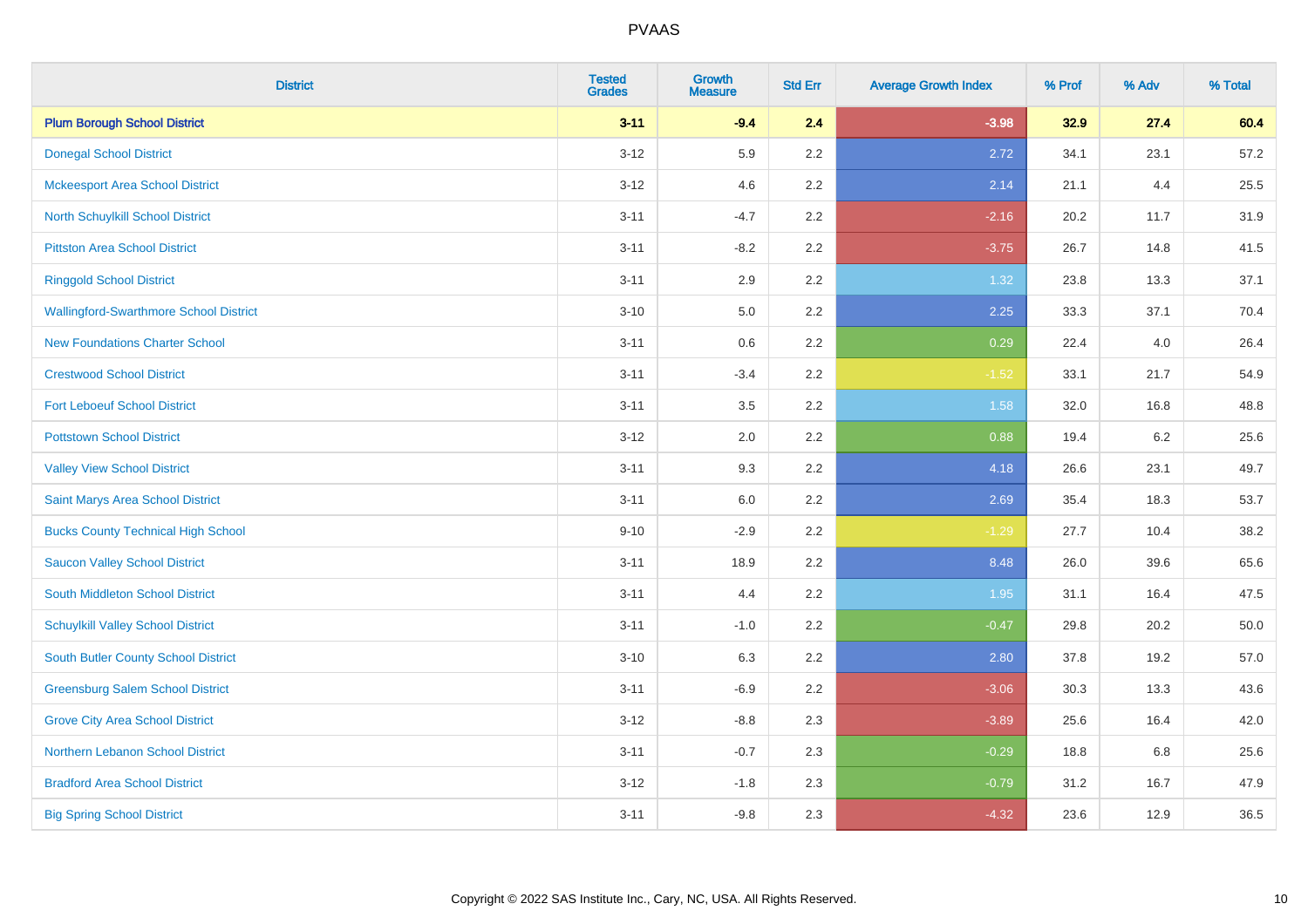| District | Tested Grades | Growth Measure | Std Err | Average Growth Index | % Prof | % Adv | % Total |
|---|---|---|---|---|---|---|---|
| **Plum Borough School District** | **3-11** | **-9.4** | **2.4** | **-3.98** | **32.9** | **27.4** | **60.4** |
| Donegal School District | 3-12 | 5.9 | 2.2 | 2.72 | 34.1 | 23.1 | 57.2 |
| Mckeesport Area School District | 3-12 | 4.6 | 2.2 | 2.14 | 21.1 | 4.4 | 25.5 |
| North Schuylkill School District | 3-11 | -4.7 | 2.2 | -2.16 | 20.2 | 11.7 | 31.9 |
| Pittston Area School District | 3-11 | -8.2 | 2.2 | -3.75 | 26.7 | 14.8 | 41.5 |
| Ringgold School District | 3-11 | 2.9 | 2.2 | 1.32 | 23.8 | 13.3 | 37.1 |
| Wallingford-Swarthmore School District | 3-10 | 5.0 | 2.2 | 2.25 | 33.3 | 37.1 | 70.4 |
| New Foundations Charter School | 3-11 | 0.6 | 2.2 | 0.29 | 22.4 | 4.0 | 26.4 |
| Crestwood School District | 3-11 | -3.4 | 2.2 | -1.52 | 33.1 | 21.7 | 54.9 |
| Fort Leboeuf School District | 3-11 | 3.5 | 2.2 | 1.58 | 32.0 | 16.8 | 48.8 |
| Pottstown School District | 3-12 | 2.0 | 2.2 | 0.88 | 19.4 | 6.2 | 25.6 |
| Valley View School District | 3-11 | 9.3 | 2.2 | 4.18 | 26.6 | 23.1 | 49.7 |
| Saint Marys Area School District | 3-11 | 6.0 | 2.2 | 2.69 | 35.4 | 18.3 | 53.7 |
| Bucks County Technical High School | 9-10 | -2.9 | 2.2 | -1.29 | 27.7 | 10.4 | 38.2 |
| Saucon Valley School District | 3-11 | 18.9 | 2.2 | 8.48 | 26.0 | 39.6 | 65.6 |
| South Middleton School District | 3-11 | 4.4 | 2.2 | 1.95 | 31.1 | 16.4 | 47.5 |
| Schuylkill Valley School District | 3-11 | -1.0 | 2.2 | -0.47 | 29.8 | 20.2 | 50.0 |
| South Butler County School District | 3-10 | 6.3 | 2.2 | 2.80 | 37.8 | 19.2 | 57.0 |
| Greensburg Salem School District | 3-11 | -6.9 | 2.2 | -3.06 | 30.3 | 13.3 | 43.6 |
| Grove City Area School District | 3-12 | -8.8 | 2.3 | -3.89 | 25.6 | 16.4 | 42.0 |
| Northern Lebanon School District | 3-11 | -0.7 | 2.3 | -0.29 | 18.8 | 6.8 | 25.6 |
| Bradford Area School District | 3-12 | -1.8 | 2.3 | -0.79 | 31.2 | 16.7 | 47.9 |
| Big Spring School District | 3-11 | -9.8 | 2.3 | -4.32 | 23.6 | 12.9 | 36.5 |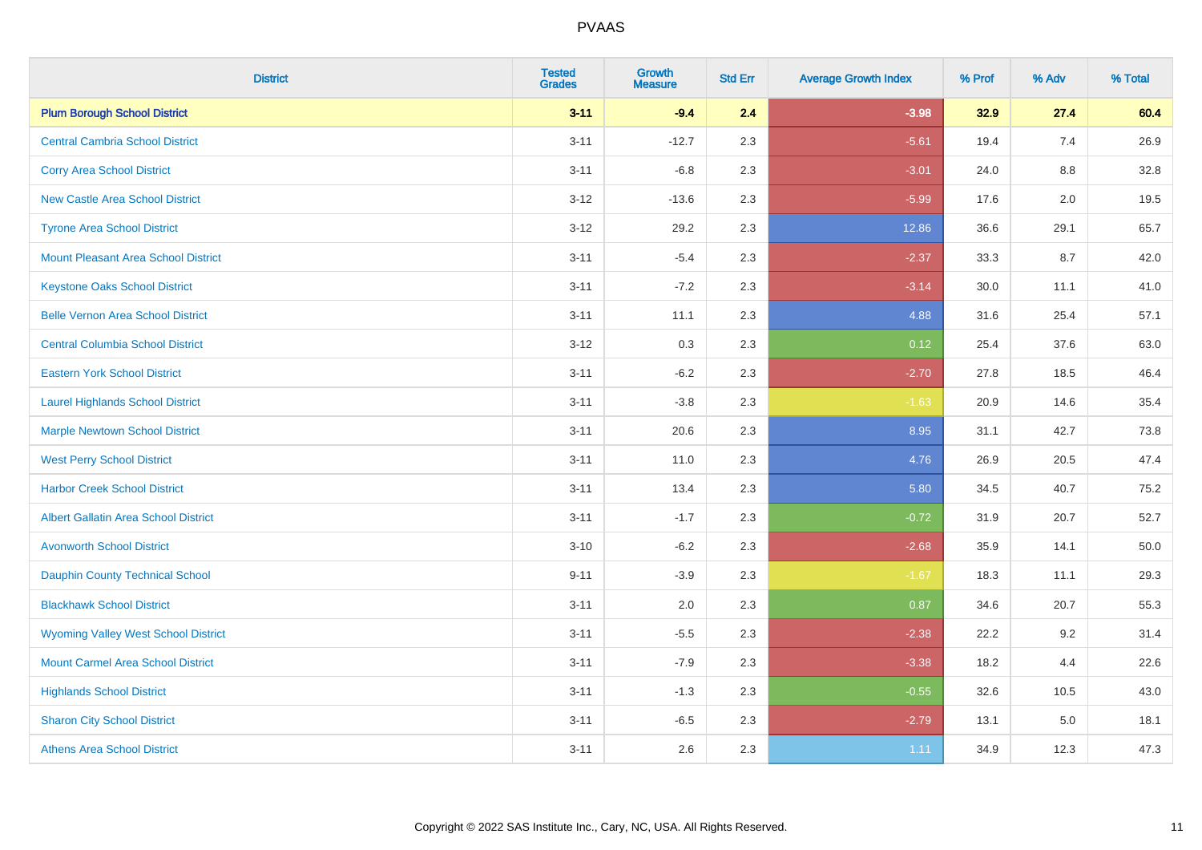# PVAAS

| District | Tested Grades | Growth Measure | Std Err | Average Growth Index | % Prof | % Adv | % Total |
|---|---|---|---|---|---|---|---|
| **Plum Borough School District** | **3-11** | **-9.4** | **2.4** | **-3.98** | **32.9** | **27.4** | **60.4** |
| Central Cambria School District | 3-11 | -12.7 | 2.3 | -5.61 | 19.4 | 7.4 | 26.9 |
| Corry Area School District | 3-11 | -6.8 | 2.3 | -3.01 | 24.0 | 8.8 | 32.8 |
| New Castle Area School District | 3-12 | -13.6 | 2.3 | -5.99 | 17.6 | 2.0 | 19.5 |
| Tyrone Area School District | 3-12 | 29.2 | 2.3 | 12.86 | 36.6 | 29.1 | 65.7 |
| Mount Pleasant Area School District | 3-11 | -5.4 | 2.3 | -2.37 | 33.3 | 8.7 | 42.0 |
| Keystone Oaks School District | 3-11 | -7.2 | 2.3 | -3.14 | 30.0 | 11.1 | 41.0 |
| Belle Vernon Area School District | 3-11 | 11.1 | 2.3 | 4.88 | 31.6 | 25.4 | 57.1 |
| Central Columbia School District | 3-12 | 0.3 | 2.3 | 0.12 | 25.4 | 37.6 | 63.0 |
| Eastern York School District | 3-11 | -6.2 | 2.3 | -2.70 | 27.8 | 18.5 | 46.4 |
| Laurel Highlands School District | 3-11 | -3.8 | 2.3 | -1.63 | 20.9 | 14.6 | 35.4 |
| Marple Newtown School District | 3-11 | 20.6 | 2.3 | 8.95 | 31.1 | 42.7 | 73.8 |
| West Perry School District | 3-11 | 11.0 | 2.3 | 4.76 | 26.9 | 20.5 | 47.4 |
| Harbor Creek School District | 3-11 | 13.4 | 2.3 | 5.80 | 34.5 | 40.7 | 75.2 |
| Albert Gallatin Area School District | 3-11 | -1.7 | 2.3 | -0.72 | 31.9 | 20.7 | 52.7 |
| Avonworth School District | 3-10 | -6.2 | 2.3 | -2.68 | 35.9 | 14.1 | 50.0 |
| Dauphin County Technical School | 9-11 | -3.9 | 2.3 | -1.67 | 18.3 | 11.1 | 29.3 |
| Blackhawk School District | 3-11 | 2.0 | 2.3 | 0.87 | 34.6 | 20.7 | 55.3 |
| Wyoming Valley West School District | 3-11 | -5.5 | 2.3 | -2.38 | 22.2 | 9.2 | 31.4 |
| Mount Carmel Area School District | 3-11 | -7.9 | 2.3 | -3.38 | 18.2 | 4.4 | 22.6 |
| Highlands School District | 3-11 | -1.3 | 2.3 | -0.55 | 32.6 | 10.5 | 43.0 |
| Sharon City School District | 3-11 | -6.5 | 2.3 | -2.79 | 13.1 | 5.0 | 18.1 |
| Athens Area School District | 3-11 | 2.6 | 2.3 | 1.11 | 34.9 | 12.3 | 47.3 |

Copyright © 2022 SAS Institute Inc., Cary, NC, USA. All Rights Reserved.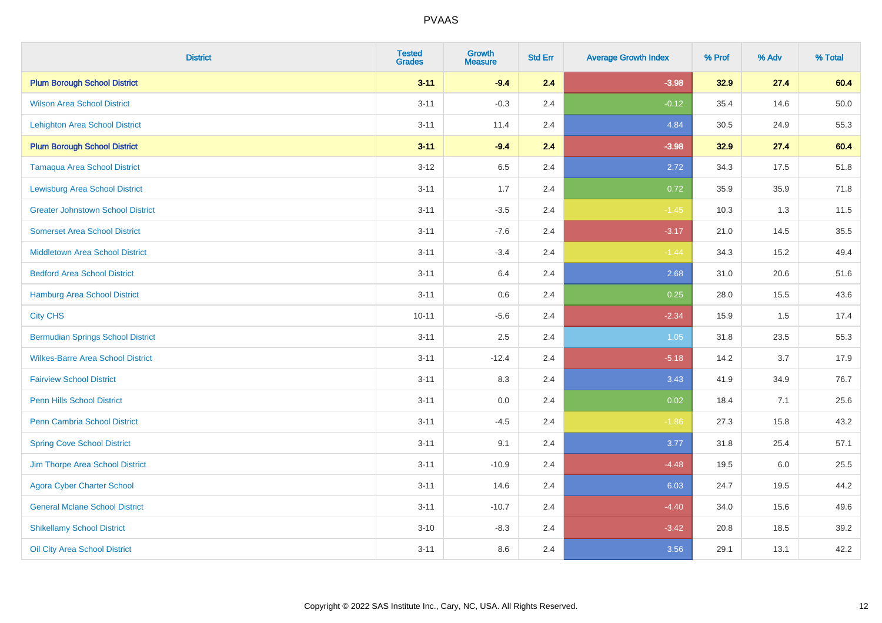# PVAAS

| District | Tested Grades | Growth Measure | Std Err | Average Growth Index | % Prof | % Adv | % Total |
|---|---|---|---|---|---|---|---|
| **Plum Borough School District** | **3-11** | **-9.4** | **2.4** | **-3.98** | **32.9** | **27.4** | **60.4** |
| Wilson Area School District | 3-11 | -0.3 | 2.4 | -0.12 | 35.4 | 14.6 | 50.0 |
| Lehighton Area School District | 3-11 | 11.4 | 2.4 | 4.84 | 30.5 | 24.9 | 55.3 |
| **Plum Borough School District** | **3-11** | **-9.4** | **2.4** | **-3.98** | **32.9** | **27.4** | **60.4** |
| Tamaqua Area School District | 3-12 | 6.5 | 2.4 | 2.72 | 34.3 | 17.5 | 51.8 |
| Lewisburg Area School District | 3-11 | 1.7 | 2.4 | 0.72 | 35.9 | 35.9 | 71.8 |
| Greater Johnstown School District | 3-11 | -3.5 | 2.4 | -1.45 | 10.3 | 1.3 | 11.5 |
| Somerset Area School District | 3-11 | -7.6 | 2.4 | -3.17 | 21.0 | 14.5 | 35.5 |
| Middletown Area School District | 3-11 | -3.4 | 2.4 | -1.44 | 34.3 | 15.2 | 49.4 |
| Bedford Area School District | 3-11 | 6.4 | 2.4 | 2.68 | 31.0 | 20.6 | 51.6 |
| Hamburg Area School District | 3-11 | 0.6 | 2.4 | 0.25 | 28.0 | 15.5 | 43.6 |
| City CHS | 10-11 | -5.6 | 2.4 | -2.34 | 15.9 | 1.5 | 17.4 |
| Bermudian Springs School District | 3-11 | 2.5 | 2.4 | 1.05 | 31.8 | 23.5 | 55.3 |
| Wilkes-Barre Area School District | 3-11 | -12.4 | 2.4 | -5.18 | 14.2 | 3.7 | 17.9 |
| Fairview School District | 3-11 | 8.3 | 2.4 | 3.43 | 41.9 | 34.9 | 76.7 |
| Penn Hills School District | 3-11 | 0.0 | 2.4 | 0.02 | 18.4 | 7.1 | 25.6 |
| Penn Cambria School District | 3-11 | -4.5 | 2.4 | -1.86 | 27.3 | 15.8 | 43.2 |
| Spring Cove School District | 3-11 | 9.1 | 2.4 | 3.77 | 31.8 | 25.4 | 57.1 |
| Jim Thorpe Area School District | 3-11 | -10.9 | 2.4 | -4.48 | 19.5 | 6.0 | 25.5 |
| Agora Cyber Charter School | 3-11 | 14.6 | 2.4 | 6.03 | 24.7 | 19.5 | 44.2 |
| General Mclane School District | 3-11 | -10.7 | 2.4 | -4.40 | 34.0 | 15.6 | 49.6 |
| Shikellamy School District | 3-10 | -8.3 | 2.4 | -3.42 | 20.8 | 18.5 | 39.2 |
| Oil City Area School District | 3-11 | 8.6 | 2.4 | 3.56 | 29.1 | 13.1 | 42.2 |

Copyright © 2022 SAS Institute Inc., Cary, NC, USA. All Rights Reserved.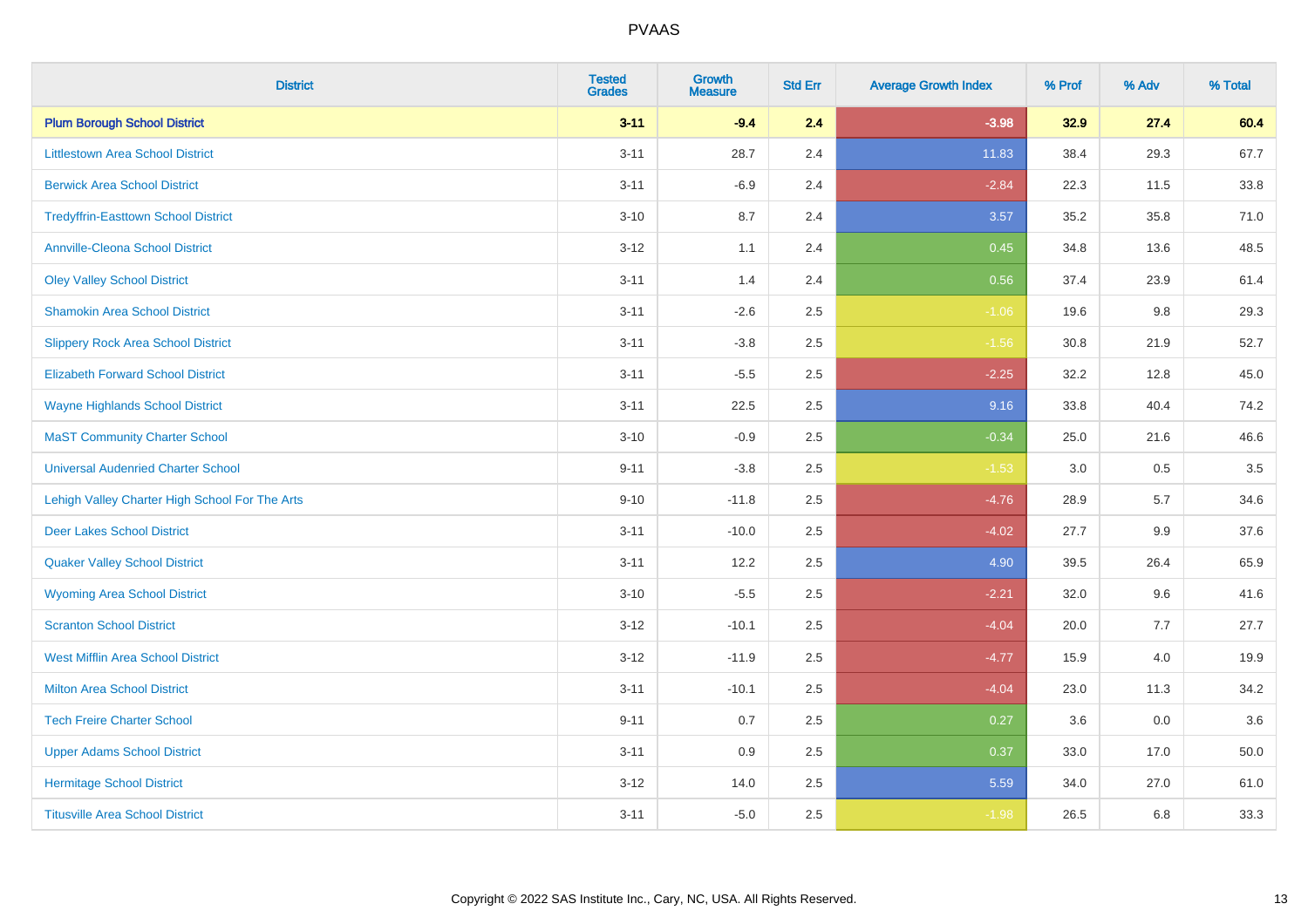# PVAAS

| District | Tested Grades | Growth Measure | Std Err | Average Growth Index | % Prof | % Adv | % Total |
|---|---|---|---|---|---|---|---|
| **Plum Borough School District** | **3-11** | **-9.4** | **2.4** | **-3.98** | **32.9** | **27.4** | **60.4** |
| Littlestown Area School District | 3-11 | 28.7 | 2.4 | 11.83 | 38.4 | 29.3 | 67.7 |
| Berwick Area School District | 3-11 | -6.9 | 2.4 | -2.84 | 22.3 | 11.5 | 33.8 |
| Tredyffrin-Easttown School District | 3-10 | 8.7 | 2.4 | 3.57 | 35.2 | 35.8 | 71.0 |
| Annville-Cleona School District | 3-12 | 1.1 | 2.4 | 0.45 | 34.8 | 13.6 | 48.5 |
| Oley Valley School District | 3-11 | 1.4 | 2.4 | 0.56 | 37.4 | 23.9 | 61.4 |
| Shamokin Area School District | 3-11 | -2.6 | 2.5 | -1.06 | 19.6 | 9.8 | 29.3 |
| Slippery Rock Area School District | 3-11 | -3.8 | 2.5 | -1.56 | 30.8 | 21.9 | 52.7 |
| Elizabeth Forward School District | 3-11 | -5.5 | 2.5 | -2.25 | 32.2 | 12.8 | 45.0 |
| Wayne Highlands School District | 3-11 | 22.5 | 2.5 | 9.16 | 33.8 | 40.4 | 74.2 |
| MaST Community Charter School | 3-10 | -0.9 | 2.5 | -0.34 | 25.0 | 21.6 | 46.6 |
| Universal Audenried Charter School | 9-11 | -3.8 | 2.5 | -1.53 | 3.0 | 0.5 | 3.5 |
| Lehigh Valley Charter High School For The Arts | 9-10 | -11.8 | 2.5 | -4.76 | 28.9 | 5.7 | 34.6 |
| Deer Lakes School District | 3-11 | -10.0 | 2.5 | -4.02 | 27.7 | 9.9 | 37.6 |
| Quaker Valley School District | 3-11 | 12.2 | 2.5 | 4.90 | 39.5 | 26.4 | 65.9 |
| Wyoming Area School District | 3-10 | -5.5 | 2.5 | -2.21 | 32.0 | 9.6 | 41.6 |
| Scranton School District | 3-12 | -10.1 | 2.5 | -4.04 | 20.0 | 7.7 | 27.7 |
| West Mifflin Area School District | 3-12 | -11.9 | 2.5 | -4.77 | 15.9 | 4.0 | 19.9 |
| Milton Area School District | 3-11 | -10.1 | 2.5 | -4.04 | 23.0 | 11.3 | 34.2 |
| Tech Freire Charter School | 9-11 | 0.7 | 2.5 | 0.27 | 3.6 | 0.0 | 3.6 |
| Upper Adams School District | 3-11 | 0.9 | 2.5 | 0.37 | 33.0 | 17.0 | 50.0 |
| Hermitage School District | 3-12 | 14.0 | 2.5 | 5.59 | 34.0 | 27.0 | 61.0 |
| Titusville Area School District | 3-11 | -5.0 | 2.5 | -1.98 | 26.5 | 6.8 | 33.3 |

Copyright © 2022 SAS Institute Inc., Cary, NC, USA. All Rights Reserved.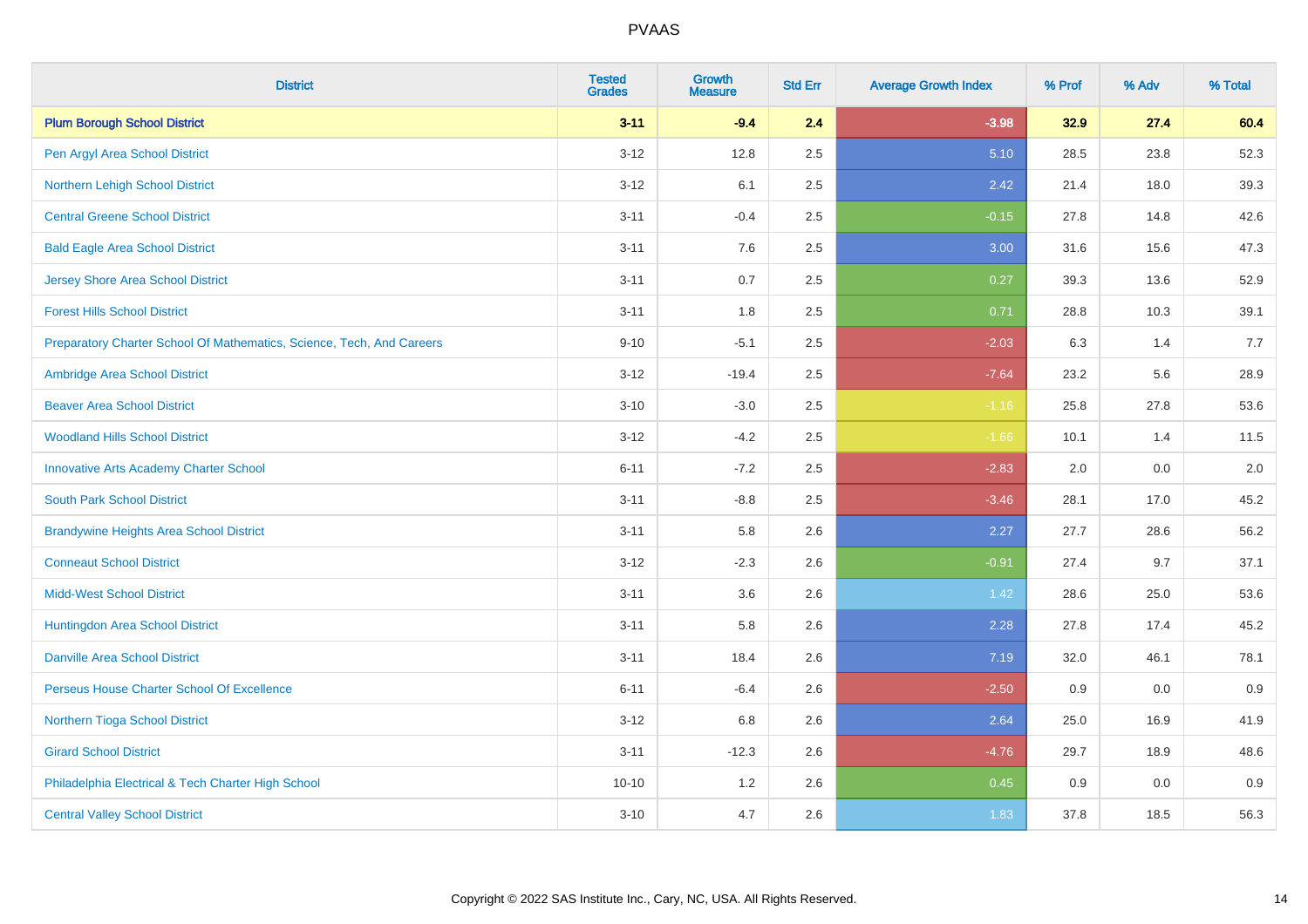# PVAAS

| District | Tested Grades | Growth Measure | Std Err | Average Growth Index | % Prof | % Adv | % Total |
|---|---|---|---|---|---|---|---|
| **Plum Borough School District** | **3-11** | **-9.4** | **2.4** | **-3.98** | **32.9** | **27.4** | **60.4** |
| Pen Argyl Area School District | 3-12 | 12.8 | 2.5 | 5.10 | 28.5 | 23.8 | 52.3 |
| Northern Lehigh School District | 3-12 | 6.1 | 2.5 | 2.42 | 21.4 | 18.0 | 39.3 |
| Central Greene School District | 3-11 | -0.4 | 2.5 | -0.15 | 27.8 | 14.8 | 42.6 |
| Bald Eagle Area School District | 3-11 | 7.6 | 2.5 | 3.00 | 31.6 | 15.6 | 47.3 |
| Jersey Shore Area School District | 3-11 | 0.7 | 2.5 | 0.27 | 39.3 | 13.6 | 52.9 |
| Forest Hills School District | 3-11 | 1.8 | 2.5 | 0.71 | 28.8 | 10.3 | 39.1 |
| Preparatory Charter School Of Mathematics, Science, Tech, And Careers | 9-10 | -5.1 | 2.5 | -2.03 | 6.3 | 1.4 | 7.7 |
| Ambridge Area School District | 3-12 | -19.4 | 2.5 | -7.64 | 23.2 | 5.6 | 28.9 |
| Beaver Area School District | 3-10 | -3.0 | 2.5 | -1.16 | 25.8 | 27.8 | 53.6 |
| Woodland Hills School District | 3-12 | -4.2 | 2.5 | -1.66 | 10.1 | 1.4 | 11.5 |
| Innovative Arts Academy Charter School | 6-11 | -7.2 | 2.5 | -2.83 | 2.0 | 0.0 | 2.0 |
| South Park School District | 3-11 | -8.8 | 2.5 | -3.46 | 28.1 | 17.0 | 45.2 |
| Brandywine Heights Area School District | 3-11 | 5.8 | 2.6 | 2.27 | 27.7 | 28.6 | 56.2 |
| Conneaut School District | 3-12 | -2.3 | 2.6 | -0.91 | 27.4 | 9.7 | 37.1 |
| Midd-West School District | 3-11 | 3.6 | 2.6 | 1.42 | 28.6 | 25.0 | 53.6 |
| Huntingdon Area School District | 3-11 | 5.8 | 2.6 | 2.28 | 27.8 | 17.4 | 45.2 |
| Danville Area School District | 3-11 | 18.4 | 2.6 | 7.19 | 32.0 | 46.1 | 78.1 |
| Perseus House Charter School Of Excellence | 6-11 | -6.4 | 2.6 | -2.50 | 0.9 | 0.0 | 0.9 |
| Northern Tioga School District | 3-12 | 6.8 | 2.6 | 2.64 | 25.0 | 16.9 | 41.9 |
| Girard School District | 3-11 | -12.3 | 2.6 | -4.76 | 29.7 | 18.9 | 48.6 |
| Philadelphia Electrical & Tech Charter High School | 10-10 | 1.2 | 2.6 | 0.45 | 0.9 | 0.0 | 0.9 |
| Central Valley School District | 3-10 | 4.7 | 2.6 | 1.83 | 37.8 | 18.5 | 56.3 |

Copyright © 2022 SAS Institute Inc., Cary, NC, USA. All Rights Reserved.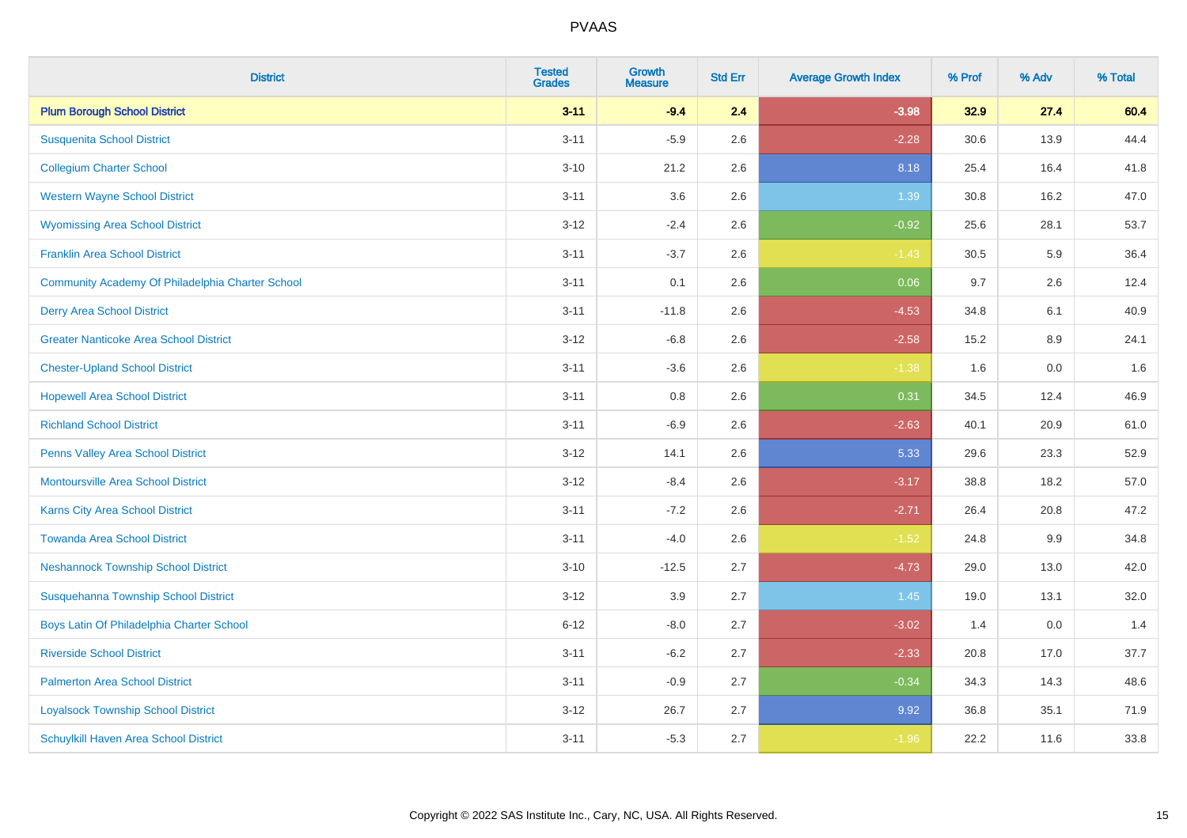# PVAAS

| District | Tested Grades | Growth Measure | Std Err | Average Growth Index | % Prof | % Adv | % Total |
|---|---|---|---|---|---|---|---|
| **Plum Borough School District** | **3-11** | **-9.4** | **2.4** | **-3.98** | **32.9** | **27.4** | **60.4** |
| Susquenita School District | 3-11 | -5.9 | 2.6 | -2.28 | 30.6 | 13.9 | 44.4 |
| Collegium Charter School | 3-10 | 21.2 | 2.6 | 8.18 | 25.4 | 16.4 | 41.8 |
| Western Wayne School District | 3-11 | 3.6 | 2.6 | 1.39 | 30.8 | 16.2 | 47.0 |
| Wyomissing Area School District | 3-12 | -2.4 | 2.6 | -0.92 | 25.6 | 28.1 | 53.7 |
| Franklin Area School District | 3-11 | -3.7 | 2.6 | -1.43 | 30.5 | 5.9 | 36.4 |
| Community Academy Of Philadelphia Charter School | 3-11 | 0.1 | 2.6 | 0.06 | 9.7 | 2.6 | 12.4 |
| Derry Area School District | 3-11 | -11.8 | 2.6 | -4.53 | 34.8 | 6.1 | 40.9 |
| Greater Nanticoke Area School District | 3-12 | -6.8 | 2.6 | -2.58 | 15.2 | 8.9 | 24.1 |
| Chester-Upland School District | 3-11 | -3.6 | 2.6 | -1.38 | 1.6 | 0.0 | 1.6 |
| Hopewell Area School District | 3-11 | 0.8 | 2.6 | 0.31 | 34.5 | 12.4 | 46.9 |
| Richland School District | 3-11 | -6.9 | 2.6 | -2.63 | 40.1 | 20.9 | 61.0 |
| Penns Valley Area School District | 3-12 | 14.1 | 2.6 | 5.33 | 29.6 | 23.3 | 52.9 |
| Montoursville Area School District | 3-12 | -8.4 | 2.6 | -3.17 | 38.8 | 18.2 | 57.0 |
| Karns City Area School District | 3-11 | -7.2 | 2.6 | -2.71 | 26.4 | 20.8 | 47.2 |
| Towanda Area School District | 3-11 | -4.0 | 2.6 | -1.52 | 24.8 | 9.9 | 34.8 |
| Neshannock Township School District | 3-10 | -12.5 | 2.7 | -4.73 | 29.0 | 13.0 | 42.0 |
| Susquehanna Township School District | 3-12 | 3.9 | 2.7 | 1.45 | 19.0 | 13.1 | 32.0 |
| Boys Latin Of Philadelphia Charter School | 6-12 | -8.0 | 2.7 | -3.02 | 1.4 | 0.0 | 1.4 |
| Riverside School District | 3-11 | -6.2 | 2.7 | -2.33 | 20.8 | 17.0 | 37.7 |
| Palmerton Area School District | 3-11 | -0.9 | 2.7 | -0.34 | 34.3 | 14.3 | 48.6 |
| Loyalsock Township School District | 3-12 | 26.7 | 2.7 | 9.92 | 36.8 | 35.1 | 71.9 |
| Schuylkill Haven Area School District | 3-11 | -5.3 | 2.7 | -1.96 | 22.2 | 11.6 | 33.8 |

Copyright © 2022 SAS Institute Inc., Cary, NC, USA. All Rights Reserved.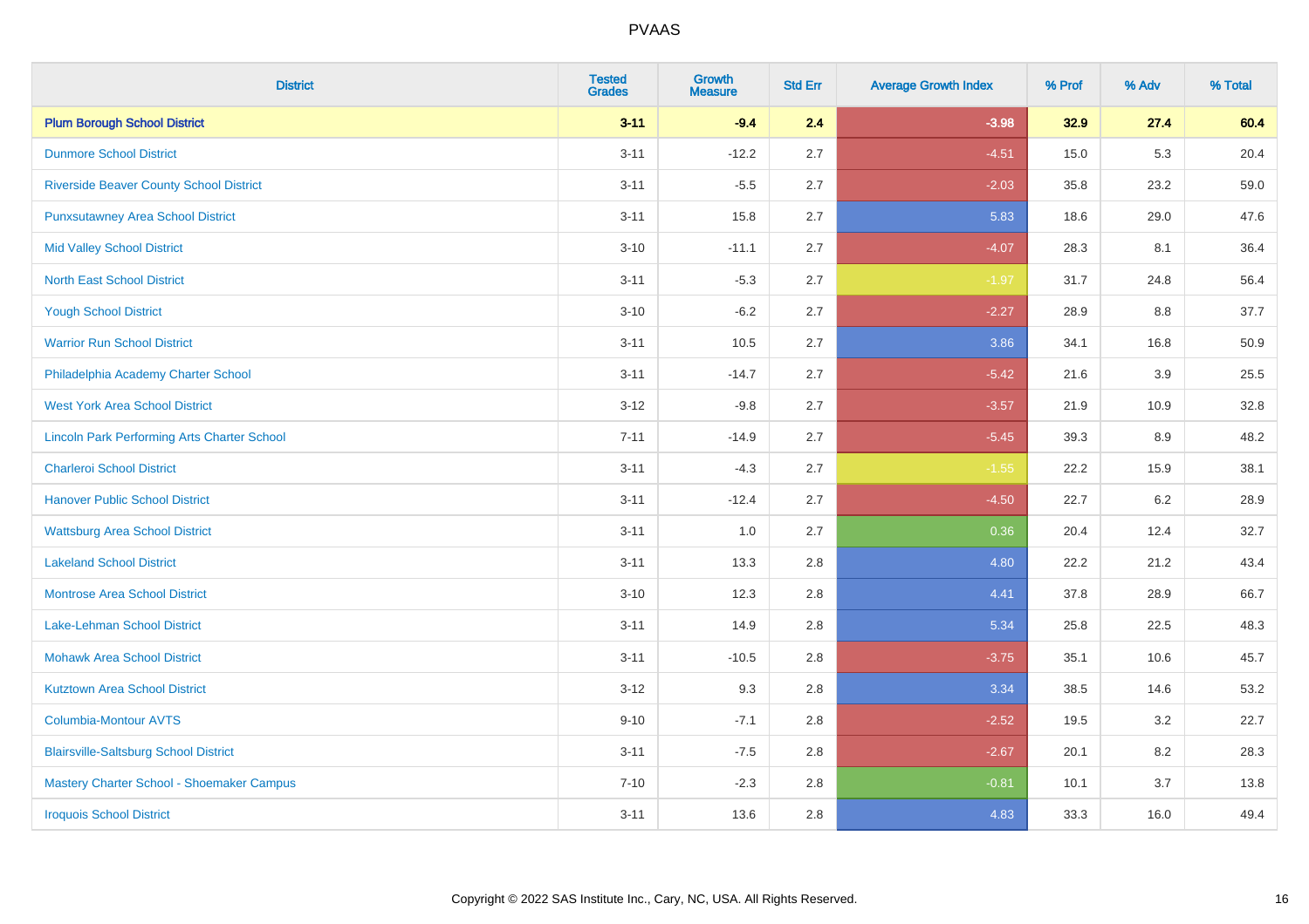| District | Tested Grades | Growth Measure | Std Err | Average Growth Index | % Prof | % Adv | % Total |
|---|---|---|---|---|---|---|---|
| **Plum Borough School District** | **3-11** | **-9.4** | **2.4** | **-3.98** | **32.9** | **27.4** | **60.4** |
| Dunmore School District | 3-11 | -12.2 | 2.7 | -4.51 | 15.0 | 5.3 | 20.4 |
| Riverside Beaver County School District | 3-11 | -5.5 | 2.7 | -2.03 | 35.8 | 23.2 | 59.0 |
| Punxsutawney Area School District | 3-11 | 15.8 | 2.7 | 5.83 | 18.6 | 29.0 | 47.6 |
| Mid Valley School District | 3-10 | -11.1 | 2.7 | -4.07 | 28.3 | 8.1 | 36.4 |
| North East School District | 3-11 | -5.3 | 2.7 | -1.97 | 31.7 | 24.8 | 56.4 |
| Yough School District | 3-10 | -6.2 | 2.7 | -2.27 | 28.9 | 8.8 | 37.7 |
| Warrior Run School District | 3-11 | 10.5 | 2.7 | 3.86 | 34.1 | 16.8 | 50.9 |
| Philadelphia Academy Charter School | 3-11 | -14.7 | 2.7 | -5.42 | 21.6 | 3.9 | 25.5 |
| West York Area School District | 3-12 | -9.8 | 2.7 | -3.57 | 21.9 | 10.9 | 32.8 |
| Lincoln Park Performing Arts Charter School | 7-11 | -14.9 | 2.7 | -5.45 | 39.3 | 8.9 | 48.2 |
| Charleroi School District | 3-11 | -4.3 | 2.7 | -1.55 | 22.2 | 15.9 | 38.1 |
| Hanover Public School District | 3-11 | -12.4 | 2.7 | -4.50 | 22.7 | 6.2 | 28.9 |
| Wattsburg Area School District | 3-11 | 1.0 | 2.7 | 0.36 | 20.4 | 12.4 | 32.7 |
| Lakeland School District | 3-11 | 13.3 | 2.8 | 4.80 | 22.2 | 21.2 | 43.4 |
| Montrose Area School District | 3-10 | 12.3 | 2.8 | 4.41 | 37.8 | 28.9 | 66.7 |
| Lake-Lehman School District | 3-11 | 14.9 | 2.8 | 5.34 | 25.8 | 22.5 | 48.3 |
| Mohawk Area School District | 3-11 | -10.5 | 2.8 | -3.75 | 35.1 | 10.6 | 45.7 |
| Kutztown Area School District | 3-12 | 9.3 | 2.8 | 3.34 | 38.5 | 14.6 | 53.2 |
| Columbia-Montour AVTS | 9-10 | -7.1 | 2.8 | -2.52 | 19.5 | 3.2 | 22.7 |
| Blairsville-Saltsburg School District | 3-11 | -7.5 | 2.8 | -2.67 | 20.1 | 8.2 | 28.3 |
| Mastery Charter School - Shoemaker Campus | 7-10 | -2.3 | 2.8 | -0.81 | 10.1 | 3.7 | 13.8 |
| Iroquois School District | 3-11 | 13.6 | 2.8 | 4.83 | 33.3 | 16.0 | 49.4 |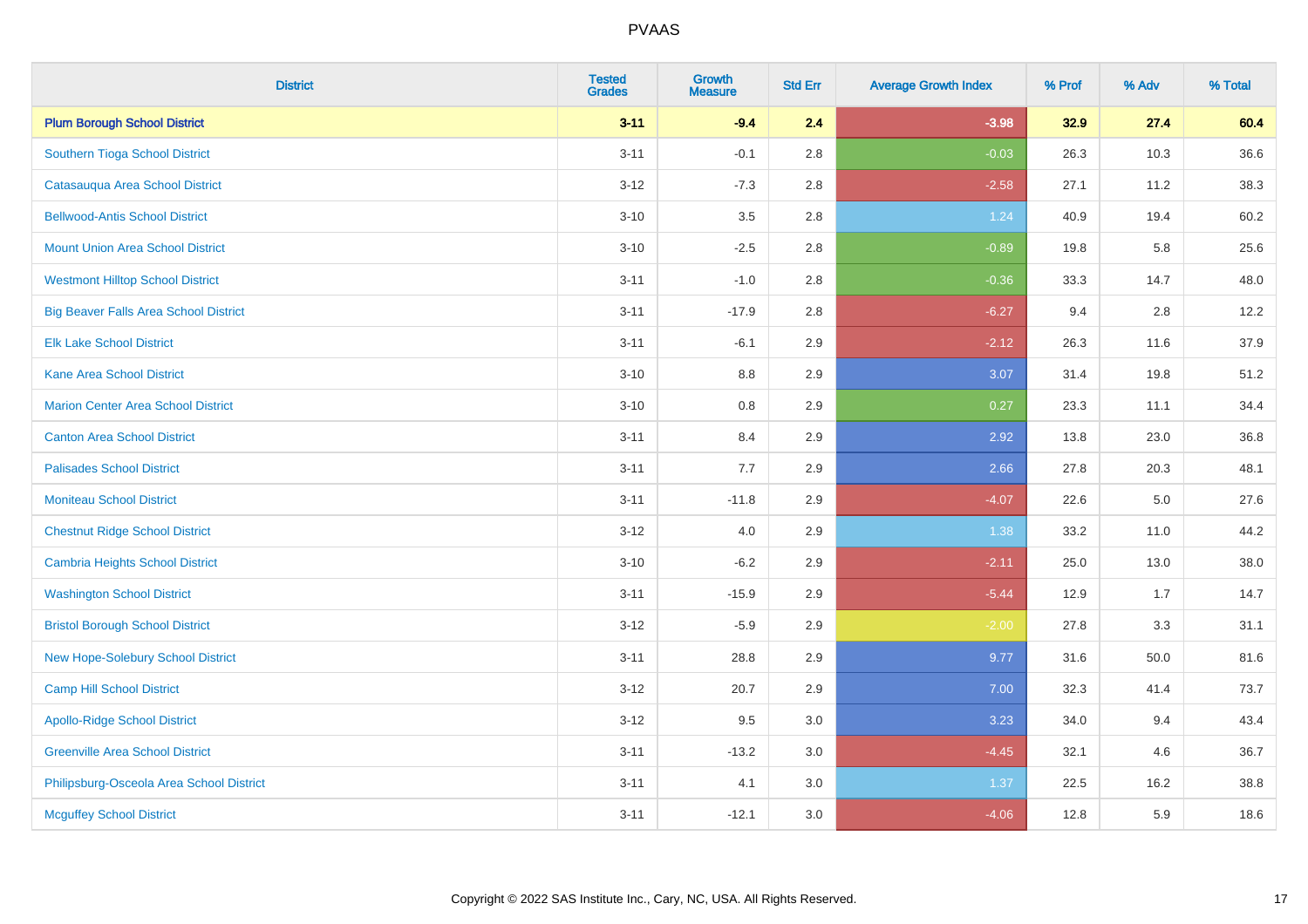# PVAAS

| District | Tested Grades | Growth Measure | Std Err | Average Growth Index | % Prof | % Adv | % Total |
|---|---|---|---|---|---|---|---|
| **Plum Borough School District** | **3-11** | **-9.4** | **2.4** | **-3.98** | **32.9** | **27.4** | **60.4** |
| Southern Tioga School District | 3-11 | -0.1 | 2.8 | -0.03 | 26.3 | 10.3 | 36.6 |
| Catasauqua Area School District | 3-12 | -7.3 | 2.8 | -2.58 | 27.1 | 11.2 | 38.3 |
| Bellwood-Antis School District | 3-10 | 3.5 | 2.8 | 1.24 | 40.9 | 19.4 | 60.2 |
| Mount Union Area School District | 3-10 | -2.5 | 2.8 | -0.89 | 19.8 | 5.8 | 25.6 |
| Westmont Hilltop School District | 3-11 | -1.0 | 2.8 | -0.36 | 33.3 | 14.7 | 48.0 |
| Big Beaver Falls Area School District | 3-11 | -17.9 | 2.8 | -6.27 | 9.4 | 2.8 | 12.2 |
| Elk Lake School District | 3-11 | -6.1 | 2.9 | -2.12 | 26.3 | 11.6 | 37.9 |
| Kane Area School District | 3-10 | 8.8 | 2.9 | 3.07 | 31.4 | 19.8 | 51.2 |
| Marion Center Area School District | 3-10 | 0.8 | 2.9 | 0.27 | 23.3 | 11.1 | 34.4 |
| Canton Area School District | 3-11 | 8.4 | 2.9 | 2.92 | 13.8 | 23.0 | 36.8 |
| Palisades School District | 3-11 | 7.7 | 2.9 | 2.66 | 27.8 | 20.3 | 48.1 |
| Moniteau School District | 3-11 | -11.8 | 2.9 | -4.07 | 22.6 | 5.0 | 27.6 |
| Chestnut Ridge School District | 3-12 | 4.0 | 2.9 | 1.38 | 33.2 | 11.0 | 44.2 |
| Cambria Heights School District | 3-10 | -6.2 | 2.9 | -2.11 | 25.0 | 13.0 | 38.0 |
| Washington School District | 3-11 | -15.9 | 2.9 | -5.44 | 12.9 | 1.7 | 14.7 |
| Bristol Borough School District | 3-12 | -5.9 | 2.9 | -2.00 | 27.8 | 3.3 | 31.1 |
| New Hope-Solebury School District | 3-11 | 28.8 | 2.9 | 9.77 | 31.6 | 50.0 | 81.6 |
| Camp Hill School District | 3-12 | 20.7 | 2.9 | 7.00 | 32.3 | 41.4 | 73.7 |
| Apollo-Ridge School District | 3-12 | 9.5 | 3.0 | 3.23 | 34.0 | 9.4 | 43.4 |
| Greenville Area School District | 3-11 | -13.2 | 3.0 | -4.45 | 32.1 | 4.6 | 36.7 |
| Philipsburg-Osceola Area School District | 3-11 | 4.1 | 3.0 | 1.37 | 22.5 | 16.2 | 38.8 |
| Mcguffey School District | 3-11 | -12.1 | 3.0 | -4.06 | 12.8 | 5.9 | 18.6 |

Copyright © 2022 SAS Institute Inc., Cary, NC, USA. All Rights Reserved.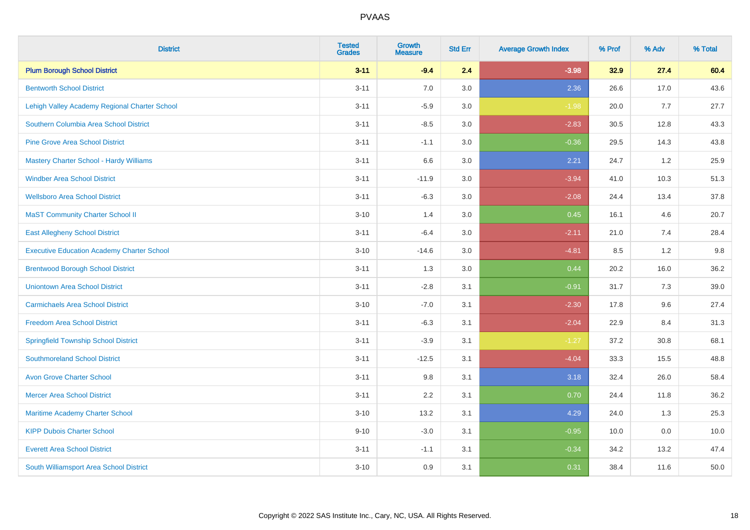| District | Tested Grades | Growth Measure | Std Err | Average Growth Index | % Prof | % Adv | % Total |
|---|---|---|---|---|---|---|---|
| **Plum Borough School District** | **3-11** | **-9.4** | **2.4** | **-3.98** | **32.9** | **27.4** | **60.4** |
| Bentworth School District | 3-11 | 7.0 | 3.0 | 2.36 | 26.6 | 17.0 | 43.6 |
| Lehigh Valley Academy Regional Charter School | 3-11 | -5.9 | 3.0 | -1.98 | 20.0 | 7.7 | 27.7 |
| Southern Columbia Area School District | 3-11 | -8.5 | 3.0 | -2.83 | 30.5 | 12.8 | 43.3 |
| Pine Grove Area School District | 3-11 | -1.1 | 3.0 | -0.36 | 29.5 | 14.3 | 43.8 |
| Mastery Charter School - Hardy Williams | 3-11 | 6.6 | 3.0 | 2.21 | 24.7 | 1.2 | 25.9 |
| Windber Area School District | 3-11 | -11.9 | 3.0 | -3.94 | 41.0 | 10.3 | 51.3 |
| Wellsboro Area School District | 3-11 | -6.3 | 3.0 | -2.08 | 24.4 | 13.4 | 37.8 |
| MaST Community Charter School II | 3-10 | 1.4 | 3.0 | 0.45 | 16.1 | 4.6 | 20.7 |
| East Allegheny School District | 3-11 | -6.4 | 3.0 | -2.11 | 21.0 | 7.4 | 28.4 |
| Executive Education Academy Charter School | 3-10 | -14.6 | 3.0 | -4.81 | 8.5 | 1.2 | 9.8 |
| Brentwood Borough School District | 3-11 | 1.3 | 3.0 | 0.44 | 20.2 | 16.0 | 36.2 |
| Uniontown Area School District | 3-11 | -2.8 | 3.1 | -0.91 | 31.7 | 7.3 | 39.0 |
| Carmichaels Area School District | 3-10 | -7.0 | 3.1 | -2.30 | 17.8 | 9.6 | 27.4 |
| Freedom Area School District | 3-11 | -6.3 | 3.1 | -2.04 | 22.9 | 8.4 | 31.3 |
| Springfield Township School District | 3-11 | -3.9 | 3.1 | -1.27 | 37.2 | 30.8 | 68.1 |
| Southmoreland School District | 3-11 | -12.5 | 3.1 | -4.04 | 33.3 | 15.5 | 48.8 |
| Avon Grove Charter School | 3-11 | 9.8 | 3.1 | 3.18 | 32.4 | 26.0 | 58.4 |
| Mercer Area School District | 3-11 | 2.2 | 3.1 | 0.70 | 24.4 | 11.8 | 36.2 |
| Maritime Academy Charter School | 3-10 | 13.2 | 3.1 | 4.29 | 24.0 | 1.3 | 25.3 |
| KIPP Dubois Charter School | 9-10 | -3.0 | 3.1 | -0.95 | 10.0 | 0.0 | 10.0 |
| Everett Area School District | 3-11 | -1.1 | 3.1 | -0.34 | 34.2 | 13.2 | 47.4 |
| South Williamsport Area School District | 3-10 | 0.9 | 3.1 | 0.31 | 38.4 | 11.6 | 50.0 |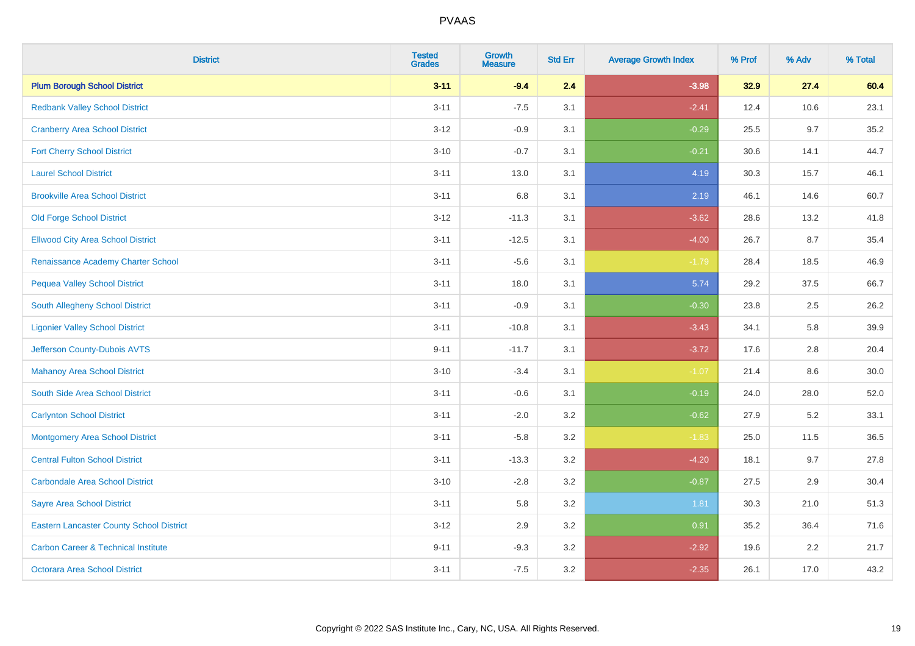PVAAS

| District | Tested Grades | Growth Measure | Std Err | Average Growth Index | % Prof | % Adv | % Total |
|---|---|---|---|---|---|---|---|
| **Plum Borough School District** | **3-11** | **-9.4** | **2.4** | **-3.98** | **32.9** | **27.4** | **60.4** |
| Redbank Valley School District | 3-11 | -7.5 | 3.1 | -2.41 | 12.4 | 10.6 | 23.1 |
| Cranberry Area School District | 3-12 | -0.9 | 3.1 | -0.29 | 25.5 | 9.7 | 35.2 |
| Fort Cherry School District | 3-10 | -0.7 | 3.1 | -0.21 | 30.6 | 14.1 | 44.7 |
| Laurel School District | 3-11 | 13.0 | 3.1 | 4.19 | 30.3 | 15.7 | 46.1 |
| Brookville Area School District | 3-11 | 6.8 | 3.1 | 2.19 | 46.1 | 14.6 | 60.7 |
| Old Forge School District | 3-12 | -11.3 | 3.1 | -3.62 | 28.6 | 13.2 | 41.8 |
| Ellwood City Area School District | 3-11 | -12.5 | 3.1 | -4.00 | 26.7 | 8.7 | 35.4 |
| Renaissance Academy Charter School | 3-11 | -5.6 | 3.1 | -1.79 | 28.4 | 18.5 | 46.9 |
| Pequea Valley School District | 3-11 | 18.0 | 3.1 | 5.74 | 29.2 | 37.5 | 66.7 |
| South Allegheny School District | 3-11 | -0.9 | 3.1 | -0.30 | 23.8 | 2.5 | 26.2 |
| Ligonier Valley School District | 3-11 | -10.8 | 3.1 | -3.43 | 34.1 | 5.8 | 39.9 |
| Jefferson County-Dubois AVTS | 9-11 | -11.7 | 3.1 | -3.72 | 17.6 | 2.8 | 20.4 |
| Mahanoy Area School District | 3-10 | -3.4 | 3.1 | -1.07 | 21.4 | 8.6 | 30.0 |
| South Side Area School District | 3-11 | -0.6 | 3.1 | -0.19 | 24.0 | 28.0 | 52.0 |
| Carlynton School District | 3-11 | -2.0 | 3.2 | -0.62 | 27.9 | 5.2 | 33.1 |
| Montgomery Area School District | 3-11 | -5.8 | 3.2 | -1.83 | 25.0 | 11.5 | 36.5 |
| Central Fulton School District | 3-11 | -13.3 | 3.2 | -4.20 | 18.1 | 9.7 | 27.8 |
| Carbondale Area School District | 3-10 | -2.8 | 3.2 | -0.87 | 27.5 | 2.9 | 30.4 |
| Sayre Area School District | 3-11 | 5.8 | 3.2 | 1.81 | 30.3 | 21.0 | 51.3 |
| Eastern Lancaster County School District | 3-12 | 2.9 | 3.2 | 0.91 | 35.2 | 36.4 | 71.6 |
| Carbon Career & Technical Institute | 9-11 | -9.3 | 3.2 | -2.92 | 19.6 | 2.2 | 21.7 |
| Octorara Area School District | 3-11 | -7.5 | 3.2 | -2.35 | 26.1 | 17.0 | 43.2 |

Copyright © 2022 SAS Institute Inc., Cary, NC, USA. All Rights Reserved.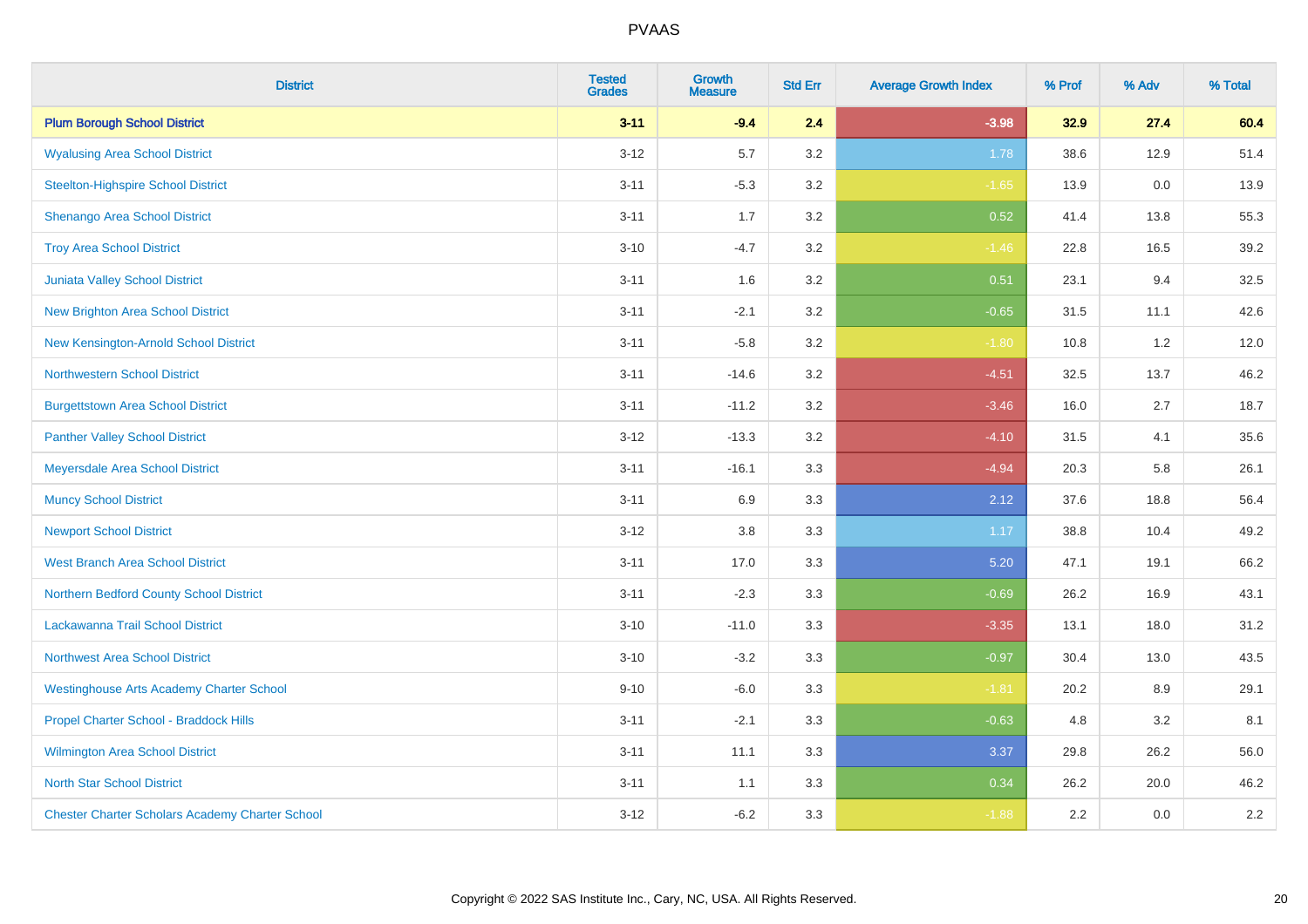# PVAAS

| District | Tested Grades | Growth Measure | Std Err | Average Growth Index | % Prof | % Adv | % Total |
|---|---|---|---|---|---|---|---|
| **Plum Borough School District** | **3-11** | **-9.4** | **2.4** | **-3.98** | **32.9** | **27.4** | **60.4** |
| Wyalusing Area School District | 3-12 | 5.7 | 3.2 | 1.78 | 38.6 | 12.9 | 51.4 |
| Steelton-Highspire School District | 3-11 | -5.3 | 3.2 | -1.65 | 13.9 | 0.0 | 13.9 |
| Shenango Area School District | 3-11 | 1.7 | 3.2 | 0.52 | 41.4 | 13.8 | 55.3 |
| Troy Area School District | 3-10 | -4.7 | 3.2 | -1.46 | 22.8 | 16.5 | 39.2 |
| Juniata Valley School District | 3-11 | 1.6 | 3.2 | 0.51 | 23.1 | 9.4 | 32.5 |
| New Brighton Area School District | 3-11 | -2.1 | 3.2 | -0.65 | 31.5 | 11.1 | 42.6 |
| New Kensington-Arnold School District | 3-11 | -5.8 | 3.2 | -1.80 | 10.8 | 1.2 | 12.0 |
| Northwestern School District | 3-11 | -14.6 | 3.2 | -4.51 | 32.5 | 13.7 | 46.2 |
| Burgettstown Area School District | 3-11 | -11.2 | 3.2 | -3.46 | 16.0 | 2.7 | 18.7 |
| Panther Valley School District | 3-12 | -13.3 | 3.2 | -4.10 | 31.5 | 4.1 | 35.6 |
| Meyersdale Area School District | 3-11 | -16.1 | 3.3 | -4.94 | 20.3 | 5.8 | 26.1 |
| Muncy School District | 3-11 | 6.9 | 3.3 | 2.12 | 37.6 | 18.8 | 56.4 |
| Newport School District | 3-12 | 3.8 | 3.3 | 1.17 | 38.8 | 10.4 | 49.2 |
| West Branch Area School District | 3-11 | 17.0 | 3.3 | 5.20 | 47.1 | 19.1 | 66.2 |
| Northern Bedford County School District | 3-11 | -2.3 | 3.3 | -0.69 | 26.2 | 16.9 | 43.1 |
| Lackawanna Trail School District | 3-10 | -11.0 | 3.3 | -3.35 | 13.1 | 18.0 | 31.2 |
| Northwest Area School District | 3-10 | -3.2 | 3.3 | -0.97 | 30.4 | 13.0 | 43.5 |
| Westinghouse Arts Academy Charter School | 9-10 | -6.0 | 3.3 | -1.81 | 20.2 | 8.9 | 29.1 |
| Propel Charter School - Braddock Hills | 3-11 | -2.1 | 3.3 | -0.63 | 4.8 | 3.2 | 8.1 |
| Wilmington Area School District | 3-11 | 11.1 | 3.3 | 3.37 | 29.8 | 26.2 | 56.0 |
| North Star School District | 3-11 | 1.1 | 3.3 | 0.34 | 26.2 | 20.0 | 46.2 |
| Chester Charter Scholars Academy Charter School | 3-12 | -6.2 | 3.3 | -1.88 | 2.2 | 0.0 | 2.2 |

Copyright © 2022 SAS Institute Inc., Cary, NC, USA. All Rights Reserved.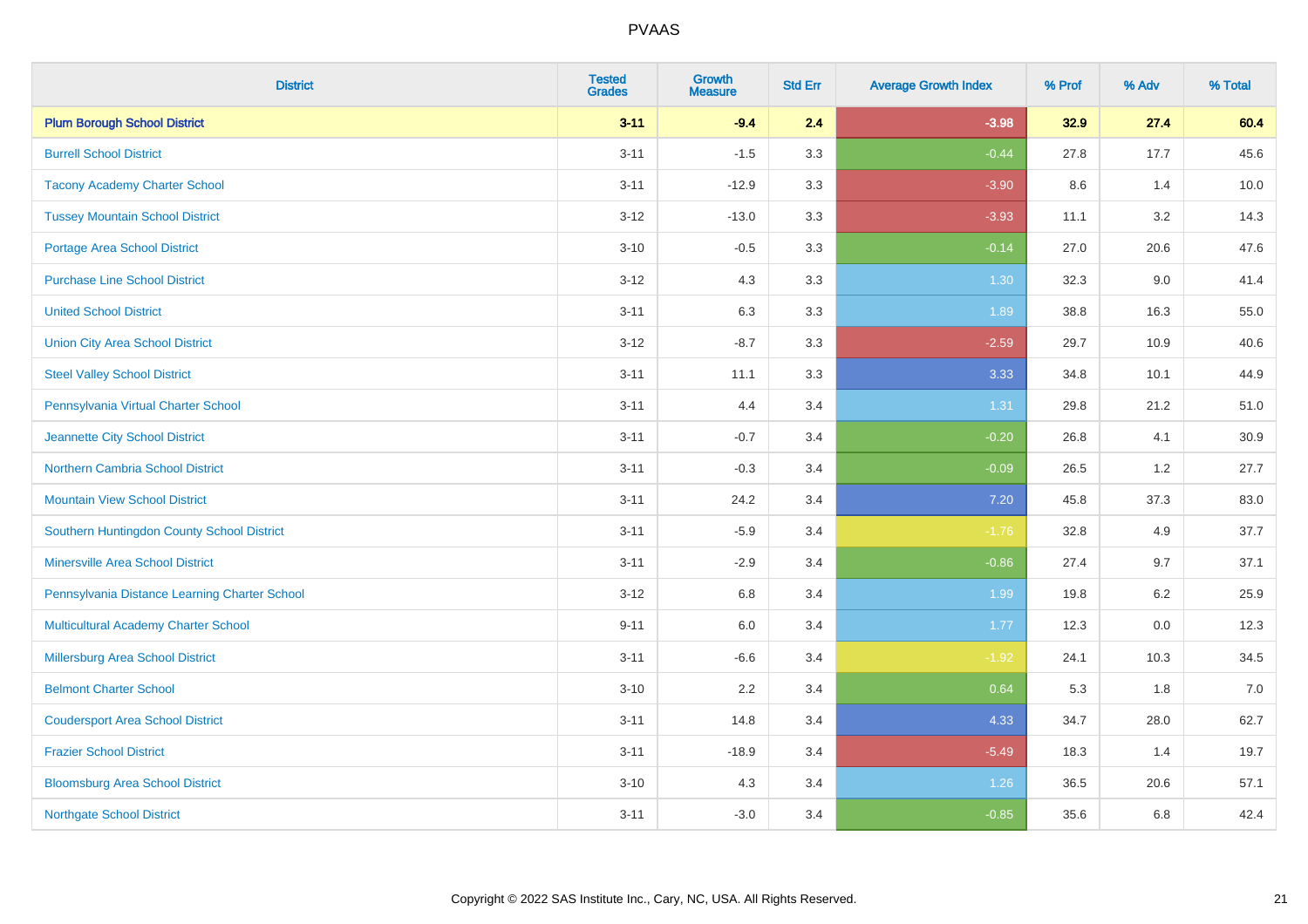| District | Tested Grades | Growth Measure | Std Err | Average Growth Index | % Prof | % Adv | % Total |
|---|---|---|---|---|---|---|---|
| **Plum Borough School District** | **3-11** | **-9.4** | **2.4** | **-3.98** | **32.9** | **27.4** | **60.4** |
| Burrell School District | 3-11 | -1.5 | 3.3 | -0.44 | 27.8 | 17.7 | 45.6 |
| Tacony Academy Charter School | 3-11 | -12.9 | 3.3 | -3.90 | 8.6 | 1.4 | 10.0 |
| Tussey Mountain School District | 3-12 | -13.0 | 3.3 | -3.93 | 11.1 | 3.2 | 14.3 |
| Portage Area School District | 3-10 | -0.5 | 3.3 | -0.14 | 27.0 | 20.6 | 47.6 |
| Purchase Line School District | 3-12 | 4.3 | 3.3 | 1.30 | 32.3 | 9.0 | 41.4 |
| United School District | 3-11 | 6.3 | 3.3 | 1.89 | 38.8 | 16.3 | 55.0 |
| Union City Area School District | 3-12 | -8.7 | 3.3 | -2.59 | 29.7 | 10.9 | 40.6 |
| Steel Valley School District | 3-11 | 11.1 | 3.3 | 3.33 | 34.8 | 10.1 | 44.9 |
| Pennsylvania Virtual Charter School | 3-11 | 4.4 | 3.4 | 1.31 | 29.8 | 21.2 | 51.0 |
| Jeannette City School District | 3-11 | -0.7 | 3.4 | -0.20 | 26.8 | 4.1 | 30.9 |
| Northern Cambria School District | 3-11 | -0.3 | 3.4 | -0.09 | 26.5 | 1.2 | 27.7 |
| Mountain View School District | 3-11 | 24.2 | 3.4 | 7.20 | 45.8 | 37.3 | 83.0 |
| Southern Huntingdon County School District | 3-11 | -5.9 | 3.4 | -1.76 | 32.8 | 4.9 | 37.7 |
| Minersville Area School District | 3-11 | -2.9 | 3.4 | -0.86 | 27.4 | 9.7 | 37.1 |
| Pennsylvania Distance Learning Charter School | 3-12 | 6.8 | 3.4 | 1.99 | 19.8 | 6.2 | 25.9 |
| Multicultural Academy Charter School | 9-11 | 6.0 | 3.4 | 1.77 | 12.3 | 0.0 | 12.3 |
| Millersburg Area School District | 3-11 | -6.6 | 3.4 | -1.92 | 24.1 | 10.3 | 34.5 |
| Belmont Charter School | 3-10 | 2.2 | 3.4 | 0.64 | 5.3 | 1.8 | 7.0 |
| Coudersport Area School District | 3-11 | 14.8 | 3.4 | 4.33 | 34.7 | 28.0 | 62.7 |
| Frazier School District | 3-11 | -18.9 | 3.4 | -5.49 | 18.3 | 1.4 | 19.7 |
| Bloomsburg Area School District | 3-10 | 4.3 | 3.4 | 1.26 | 36.5 | 20.6 | 57.1 |
| Northgate School District | 3-11 | -3.0 | 3.4 | -0.85 | 35.6 | 6.8 | 42.4 |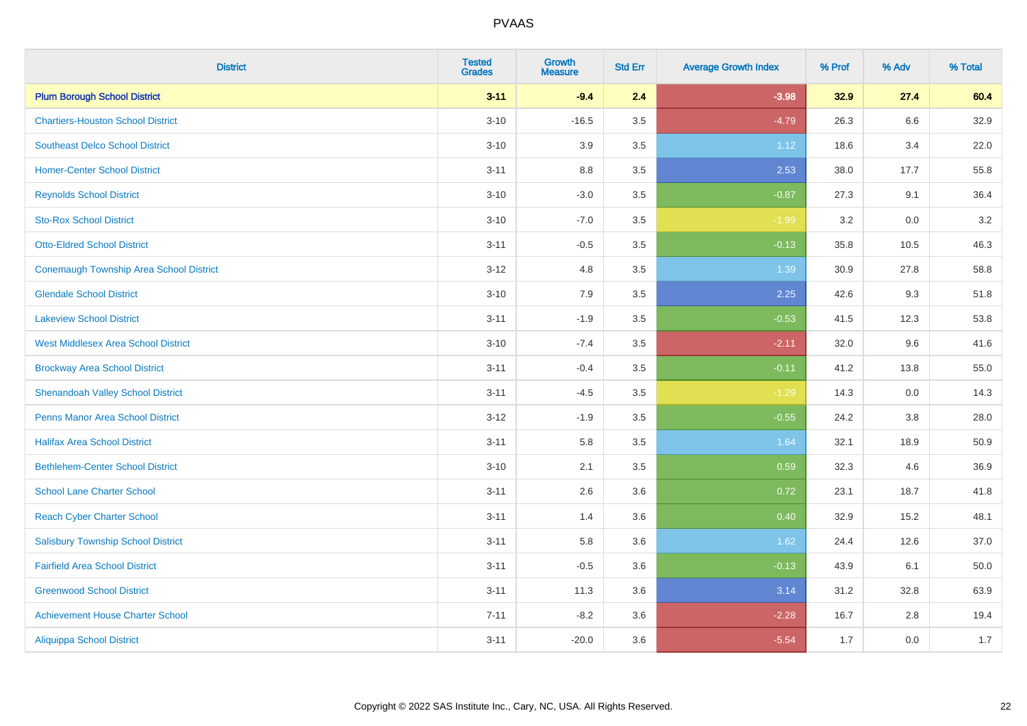| District | Tested Grades | Growth Measure | Std Err | Average Growth Index | % Prof | % Adv | % Total |
|---|---|---|---|---|---|---|---|
| **Plum Borough School District** | **3-11** | **-9.4** | **2.4** | **-3.98** | **32.9** | **27.4** | **60.4** |
| Chartiers-Houston School District | 3-10 | -16.5 | 3.5 | -4.79 | 26.3 | 6.6 | 32.9 |
| Southeast Delco School District | 3-10 | 3.9 | 3.5 | 1.12 | 18.6 | 3.4 | 22.0 |
| Homer-Center School District | 3-11 | 8.8 | 3.5 | 2.53 | 38.0 | 17.7 | 55.8 |
| Reynolds School District | 3-10 | -3.0 | 3.5 | -0.87 | 27.3 | 9.1 | 36.4 |
| Sto-Rox School District | 3-10 | -7.0 | 3.5 | -1.99 | 3.2 | 0.0 | 3.2 |
| Otto-Eldred School District | 3-11 | -0.5 | 3.5 | -0.13 | 35.8 | 10.5 | 46.3 |
| Conemaugh Township Area School District | 3-12 | 4.8 | 3.5 | 1.39 | 30.9 | 27.8 | 58.8 |
| Glendale School District | 3-10 | 7.9 | 3.5 | 2.25 | 42.6 | 9.3 | 51.8 |
| Lakeview School District | 3-11 | -1.9 | 3.5 | -0.53 | 41.5 | 12.3 | 53.8 |
| West Middlesex Area School District | 3-10 | -7.4 | 3.5 | -2.11 | 32.0 | 9.6 | 41.6 |
| Brockway Area School District | 3-11 | -0.4 | 3.5 | -0.11 | 41.2 | 13.8 | 55.0 |
| Shenandoah Valley School District | 3-11 | -4.5 | 3.5 | -1.29 | 14.3 | 0.0 | 14.3 |
| Penns Manor Area School District | 3-12 | -1.9 | 3.5 | -0.55 | 24.2 | 3.8 | 28.0 |
| Halifax Area School District | 3-11 | 5.8 | 3.5 | 1.64 | 32.1 | 18.9 | 50.9 |
| Bethlehem-Center School District | 3-10 | 2.1 | 3.5 | 0.59 | 32.3 | 4.6 | 36.9 |
| School Lane Charter School | 3-11 | 2.6 | 3.6 | 0.72 | 23.1 | 18.7 | 41.8 |
| Reach Cyber Charter School | 3-11 | 1.4 | 3.6 | 0.40 | 32.9 | 15.2 | 48.1 |
| Salisbury Township School District | 3-11 | 5.8 | 3.6 | 1.62 | 24.4 | 12.6 | 37.0 |
| Fairfield Area School District | 3-11 | -0.5 | 3.6 | -0.13 | 43.9 | 6.1 | 50.0 |
| Greenwood School District | 3-11 | 11.3 | 3.6 | 3.14 | 31.2 | 32.8 | 63.9 |
| Achievement House Charter School | 7-11 | -8.2 | 3.6 | -2.28 | 16.7 | 2.8 | 19.4 |
| Aliquippa School District | 3-11 | -20.0 | 3.6 | -5.54 | 1.7 | 0.0 | 1.7 |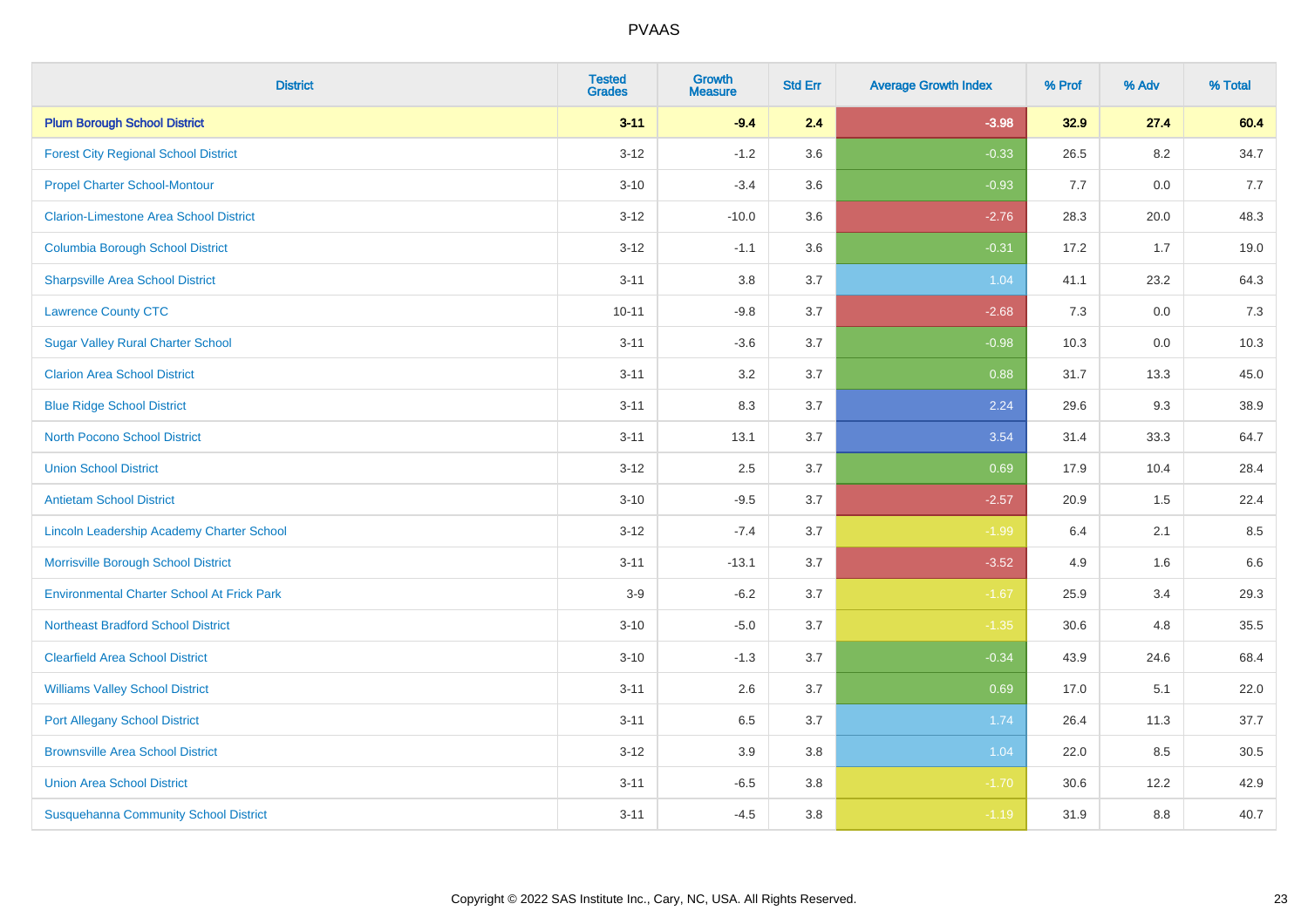| District | Tested Grades | Growth Measure | Std Err | Average Growth Index | % Prof | % Adv | % Total |
|---|---|---|---|---|---|---|---|
| **Plum Borough School District** | **3-11** | **-9.4** | **2.4** | **-3.98** | **32.9** | **27.4** | **60.4** |
| Forest City Regional School District | 3-12 | -1.2 | 3.6 | -0.33 | 26.5 | 8.2 | 34.7 |
| Propel Charter School-Montour | 3-10 | -3.4 | 3.6 | -0.93 | 7.7 | 0.0 | 7.7 |
| Clarion-Limestone Area School District | 3-12 | -10.0 | 3.6 | -2.76 | 28.3 | 20.0 | 48.3 |
| Columbia Borough School District | 3-12 | -1.1 | 3.6 | -0.31 | 17.2 | 1.7 | 19.0 |
| Sharpsville Area School District | 3-11 | 3.8 | 3.7 | 1.04 | 41.1 | 23.2 | 64.3 |
| Lawrence County CTC | 10-11 | -9.8 | 3.7 | -2.68 | 7.3 | 0.0 | 7.3 |
| Sugar Valley Rural Charter School | 3-11 | -3.6 | 3.7 | -0.98 | 10.3 | 0.0 | 10.3 |
| Clarion Area School District | 3-11 | 3.2 | 3.7 | 0.88 | 31.7 | 13.3 | 45.0 |
| Blue Ridge School District | 3-11 | 8.3 | 3.7 | 2.24 | 29.6 | 9.3 | 38.9 |
| North Pocono School District | 3-11 | 13.1 | 3.7 | 3.54 | 31.4 | 33.3 | 64.7 |
| Union School District | 3-12 | 2.5 | 3.7 | 0.69 | 17.9 | 10.4 | 28.4 |
| Antietam School District | 3-10 | -9.5 | 3.7 | -2.57 | 20.9 | 1.5 | 22.4 |
| Lincoln Leadership Academy Charter School | 3-12 | -7.4 | 3.7 | -1.99 | 6.4 | 2.1 | 8.5 |
| Morrisville Borough School District | 3-11 | -13.1 | 3.7 | -3.52 | 4.9 | 1.6 | 6.6 |
| Environmental Charter School At Frick Park | 3-9 | -6.2 | 3.7 | -1.67 | 25.9 | 3.4 | 29.3 |
| Northeast Bradford School District | 3-10 | -5.0 | 3.7 | -1.35 | 30.6 | 4.8 | 35.5 |
| Clearfield Area School District | 3-10 | -1.3 | 3.7 | -0.34 | 43.9 | 24.6 | 68.4 |
| Williams Valley School District | 3-11 | 2.6 | 3.7 | 0.69 | 17.0 | 5.1 | 22.0 |
| Port Allegany School District | 3-11 | 6.5 | 3.7 | 1.74 | 26.4 | 11.3 | 37.7 |
| Brownsville Area School District | 3-12 | 3.9 | 3.8 | 1.04 | 22.0 | 8.5 | 30.5 |
| Union Area School District | 3-11 | -6.5 | 3.8 | -1.70 | 30.6 | 12.2 | 42.9 |
| Susquehanna Community School District | 3-11 | -4.5 | 3.8 | -1.19 | 31.9 | 8.8 | 40.7 |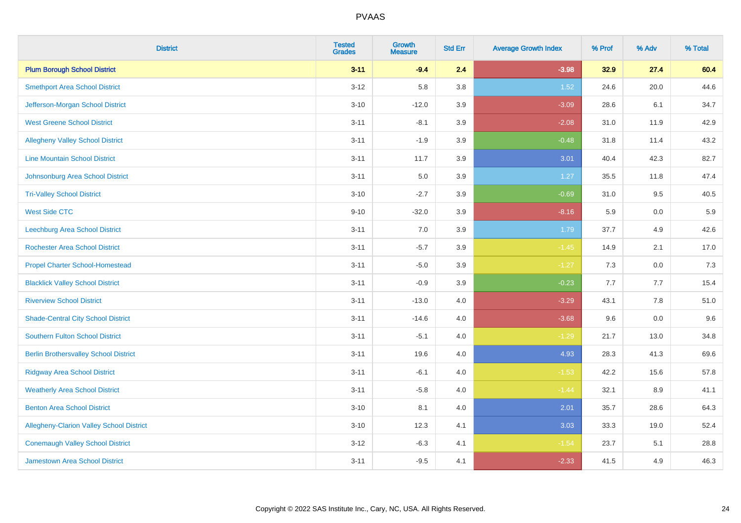# PVAAS

| District | Tested Grades | Growth Measure | Std Err | Average Growth Index | % Prof | % Adv | % Total |
|---|---|---|---|---|---|---|---|
| **Plum Borough School District** | **3-11** | **-9.4** | **2.4** | **-3.98** | **32.9** | **27.4** | **60.4** |
| Smethport Area School District | 3-12 | 5.8 | 3.8 | 1.52 | 24.6 | 20.0 | 44.6 |
| Jefferson-Morgan School District | 3-10 | -12.0 | 3.9 | -3.09 | 28.6 | 6.1 | 34.7 |
| West Greene School District | 3-11 | -8.1 | 3.9 | -2.08 | 31.0 | 11.9 | 42.9 |
| Allegheny Valley School District | 3-11 | -1.9 | 3.9 | -0.48 | 31.8 | 11.4 | 43.2 |
| Line Mountain School District | 3-11 | 11.7 | 3.9 | 3.01 | 40.4 | 42.3 | 82.7 |
| Johnsonburg Area School District | 3-11 | 5.0 | 3.9 | 1.27 | 35.5 | 11.8 | 47.4 |
| Tri-Valley School District | 3-10 | -2.7 | 3.9 | -0.69 | 31.0 | 9.5 | 40.5 |
| West Side CTC | 9-10 | -32.0 | 3.9 | -8.16 | 5.9 | 0.0 | 5.9 |
| Leechburg Area School District | 3-11 | 7.0 | 3.9 | 1.79 | 37.7 | 4.9 | 42.6 |
| Rochester Area School District | 3-11 | -5.7 | 3.9 | -1.45 | 14.9 | 2.1 | 17.0 |
| Propel Charter School-Homestead | 3-11 | -5.0 | 3.9 | -1.27 | 7.3 | 0.0 | 7.3 |
| Blacklick Valley School District | 3-11 | -0.9 | 3.9 | -0.23 | 7.7 | 7.7 | 15.4 |
| Riverview School District | 3-11 | -13.0 | 4.0 | -3.29 | 43.1 | 7.8 | 51.0 |
| Shade-Central City School District | 3-11 | -14.6 | 4.0 | -3.68 | 9.6 | 0.0 | 9.6 |
| Southern Fulton School District | 3-11 | -5.1 | 4.0 | -1.29 | 21.7 | 13.0 | 34.8 |
| Berlin Brothersvalley School District | 3-11 | 19.6 | 4.0 | 4.93 | 28.3 | 41.3 | 69.6 |
| Ridgway Area School District | 3-11 | -6.1 | 4.0 | -1.53 | 42.2 | 15.6 | 57.8 |
| Weatherly Area School District | 3-11 | -5.8 | 4.0 | -1.44 | 32.1 | 8.9 | 41.1 |
| Benton Area School District | 3-10 | 8.1 | 4.0 | 2.01 | 35.7 | 28.6 | 64.3 |
| Allegheny-Clarion Valley School District | 3-10 | 12.3 | 4.1 | 3.03 | 33.3 | 19.0 | 52.4 |
| Conemaugh Valley School District | 3-12 | -6.3 | 4.1 | -1.54 | 23.7 | 5.1 | 28.8 |
| Jamestown Area School District | 3-11 | -9.5 | 4.1 | -2.33 | 41.5 | 4.9 | 46.3 |

Copyright © 2022 SAS Institute Inc., Cary, NC, USA. All Rights Reserved.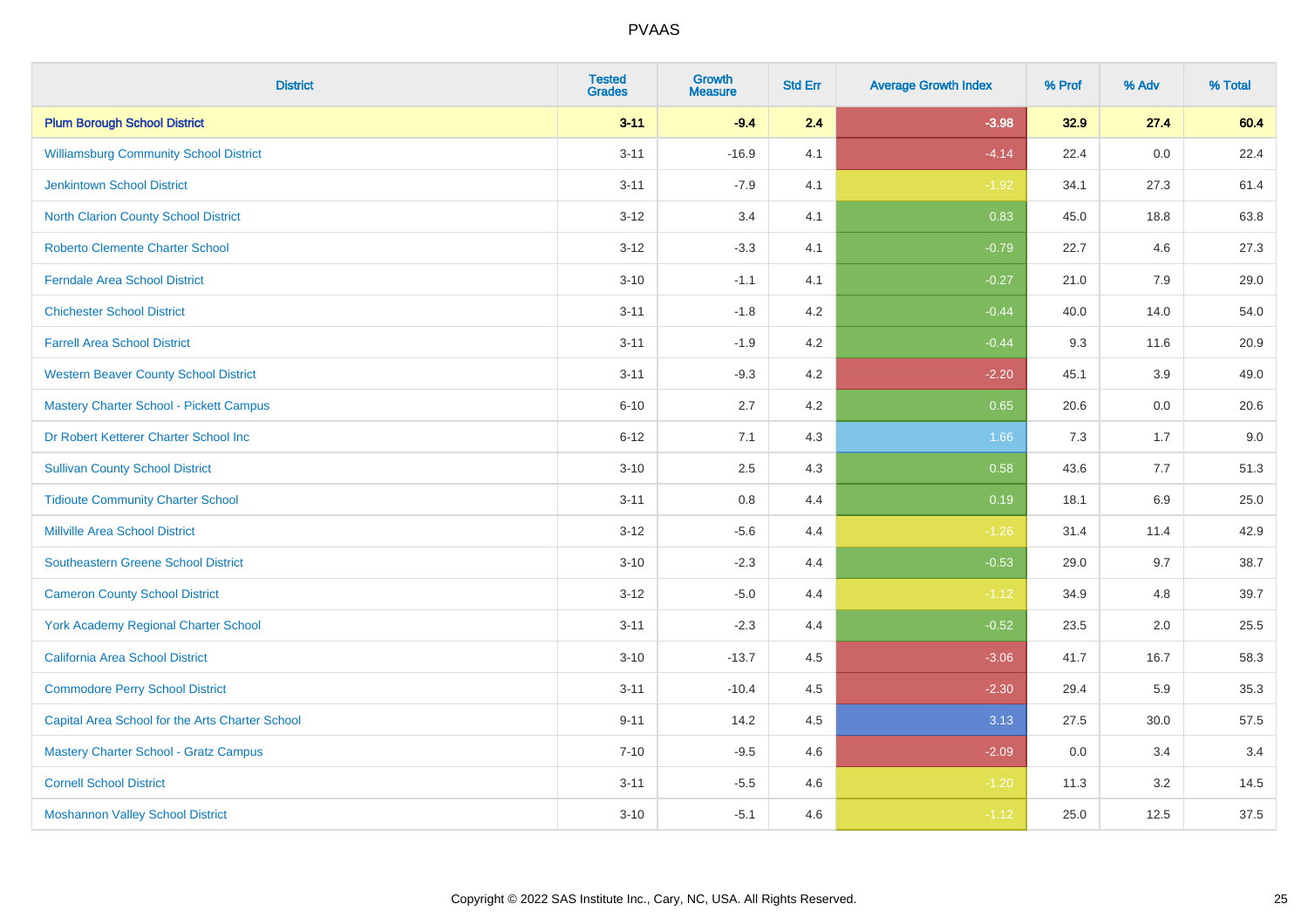# PVAAS

| District | Tested Grades | Growth Measure | Std Err | Average Growth Index | % Prof | % Adv | % Total |
|---|---|---|---|---|---|---|---|
| **Plum Borough School District** | **3-11** | **-9.4** | **2.4** | **-3.98** | **32.9** | **27.4** | **60.4** |
| Williamsburg Community School District | 3-11 | -16.9 | 4.1 | -4.14 | 22.4 | 0.0 | 22.4 |
| Jenkintown School District | 3-11 | -7.9 | 4.1 | -1.92 | 34.1 | 27.3 | 61.4 |
| North Clarion County School District | 3-12 | 3.4 | 4.1 | 0.83 | 45.0 | 18.8 | 63.8 |
| Roberto Clemente Charter School | 3-12 | -3.3 | 4.1 | -0.79 | 22.7 | 4.6 | 27.3 |
| Ferndale Area School District | 3-10 | -1.1 | 4.1 | -0.27 | 21.0 | 7.9 | 29.0 |
| Chichester School District | 3-11 | -1.8 | 4.2 | -0.44 | 40.0 | 14.0 | 54.0 |
| Farrell Area School District | 3-11 | -1.9 | 4.2 | -0.44 | 9.3 | 11.6 | 20.9 |
| Western Beaver County School District | 3-11 | -9.3 | 4.2 | -2.20 | 45.1 | 3.9 | 49.0 |
| Mastery Charter School - Pickett Campus | 6-10 | 2.7 | 4.2 | 0.65 | 20.6 | 0.0 | 20.6 |
| Dr Robert Ketterer Charter School Inc | 6-12 | 7.1 | 4.3 | 1.66 | 7.3 | 1.7 | 9.0 |
| Sullivan County School District | 3-10 | 2.5 | 4.3 | 0.58 | 43.6 | 7.7 | 51.3 |
| Tidioute Community Charter School | 3-11 | 0.8 | 4.4 | 0.19 | 18.1 | 6.9 | 25.0 |
| Millville Area School District | 3-12 | -5.6 | 4.4 | -1.26 | 31.4 | 11.4 | 42.9 |
| Southeastern Greene School District | 3-10 | -2.3 | 4.4 | -0.53 | 29.0 | 9.7 | 38.7 |
| Cameron County School District | 3-12 | -5.0 | 4.4 | -1.12 | 34.9 | 4.8 | 39.7 |
| York Academy Regional Charter School | 3-11 | -2.3 | 4.4 | -0.52 | 23.5 | 2.0 | 25.5 |
| California Area School District | 3-10 | -13.7 | 4.5 | -3.06 | 41.7 | 16.7 | 58.3 |
| Commodore Perry School District | 3-11 | -10.4 | 4.5 | -2.30 | 29.4 | 5.9 | 35.3 |
| Capital Area School for the Arts Charter School | 9-11 | 14.2 | 4.5 | 3.13 | 27.5 | 30.0 | 57.5 |
| Mastery Charter School - Gratz Campus | 7-10 | -9.5 | 4.6 | -2.09 | 0.0 | 3.4 | 3.4 |
| Cornell School District | 3-11 | -5.5 | 4.6 | -1.20 | 11.3 | 3.2 | 14.5 |
| Moshannon Valley School District | 3-10 | -5.1 | 4.6 | -1.12 | 25.0 | 12.5 | 37.5 |

Copyright © 2022 SAS Institute Inc., Cary, NC, USA. All Rights Reserved.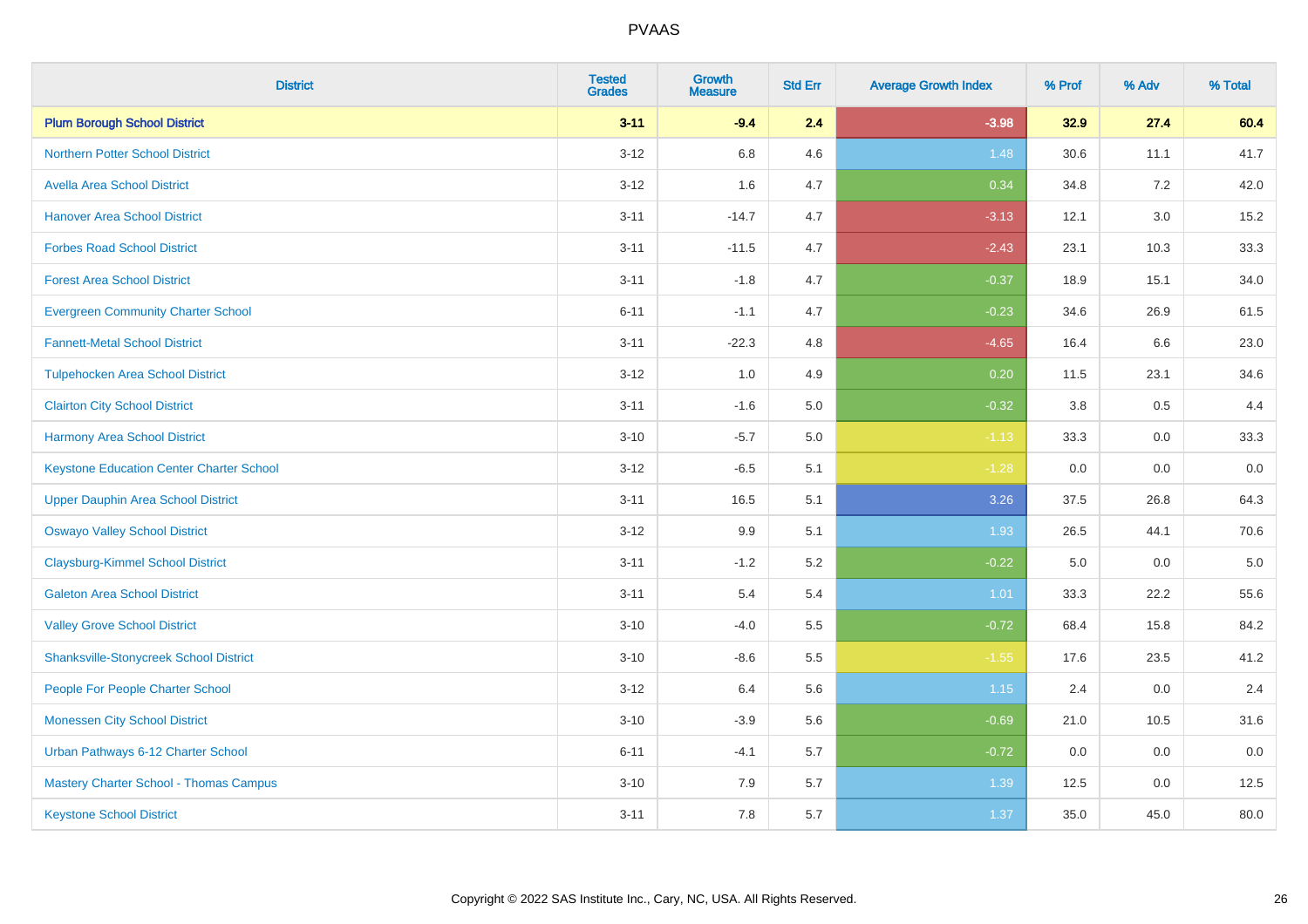# PVAAS

| District | Tested Grades | Growth Measure | Std Err | Average Growth Index | % Prof | % Adv | % Total |
|---|---|---|---|---|---|---|---|
| **Plum Borough School District** | **3-11** | **-9.4** | **2.4** | **-3.98** | **32.9** | **27.4** | **60.4** |
| Northern Potter School District | 3-12 | 6.8 | 4.6 | 1.48 | 30.6 | 11.1 | 41.7 |
| Avella Area School District | 3-12 | 1.6 | 4.7 | 0.34 | 34.8 | 7.2 | 42.0 |
| Hanover Area School District | 3-11 | -14.7 | 4.7 | -3.13 | 12.1 | 3.0 | 15.2 |
| Forbes Road School District | 3-11 | -11.5 | 4.7 | -2.43 | 23.1 | 10.3 | 33.3 |
| Forest Area School District | 3-11 | -1.8 | 4.7 | -0.37 | 18.9 | 15.1 | 34.0 |
| Evergreen Community Charter School | 6-11 | -1.1 | 4.7 | -0.23 | 34.6 | 26.9 | 61.5 |
| Fannett-Metal School District | 3-11 | -22.3 | 4.8 | -4.65 | 16.4 | 6.6 | 23.0 |
| Tulpehocken Area School District | 3-12 | 1.0 | 4.9 | 0.20 | 11.5 | 23.1 | 34.6 |
| Clairton City School District | 3-11 | -1.6 | 5.0 | -0.32 | 3.8 | 0.5 | 4.4 |
| Harmony Area School District | 3-10 | -5.7 | 5.0 | -1.13 | 33.3 | 0.0 | 33.3 |
| Keystone Education Center Charter School | 3-12 | -6.5 | 5.1 | -1.28 | 0.0 | 0.0 | 0.0 |
| Upper Dauphin Area School District | 3-11 | 16.5 | 5.1 | 3.26 | 37.5 | 26.8 | 64.3 |
| Oswayo Valley School District | 3-12 | 9.9 | 5.1 | 1.93 | 26.5 | 44.1 | 70.6 |
| Claysburg-Kimmel School District | 3-11 | -1.2 | 5.2 | -0.22 | 5.0 | 0.0 | 5.0 |
| Galeton Area School District | 3-11 | 5.4 | 5.4 | 1.01 | 33.3 | 22.2 | 55.6 |
| Valley Grove School District | 3-10 | -4.0 | 5.5 | -0.72 | 68.4 | 15.8 | 84.2 |
| Shanksville-Stonycreek School District | 3-10 | -8.6 | 5.5 | -1.55 | 17.6 | 23.5 | 41.2 |
| People For People Charter School | 3-12 | 6.4 | 5.6 | 1.15 | 2.4 | 0.0 | 2.4 |
| Monessen City School District | 3-10 | -3.9 | 5.6 | -0.69 | 21.0 | 10.5 | 31.6 |
| Urban Pathways 6-12 Charter School | 6-11 | -4.1 | 5.7 | -0.72 | 0.0 | 0.0 | 0.0 |
| Mastery Charter School - Thomas Campus | 3-10 | 7.9 | 5.7 | 1.39 | 12.5 | 0.0 | 12.5 |
| Keystone School District | 3-11 | 7.8 | 5.7 | 1.37 | 35.0 | 45.0 | 80.0 |

Copyright © 2022 SAS Institute Inc., Cary, NC, USA. All Rights Reserved.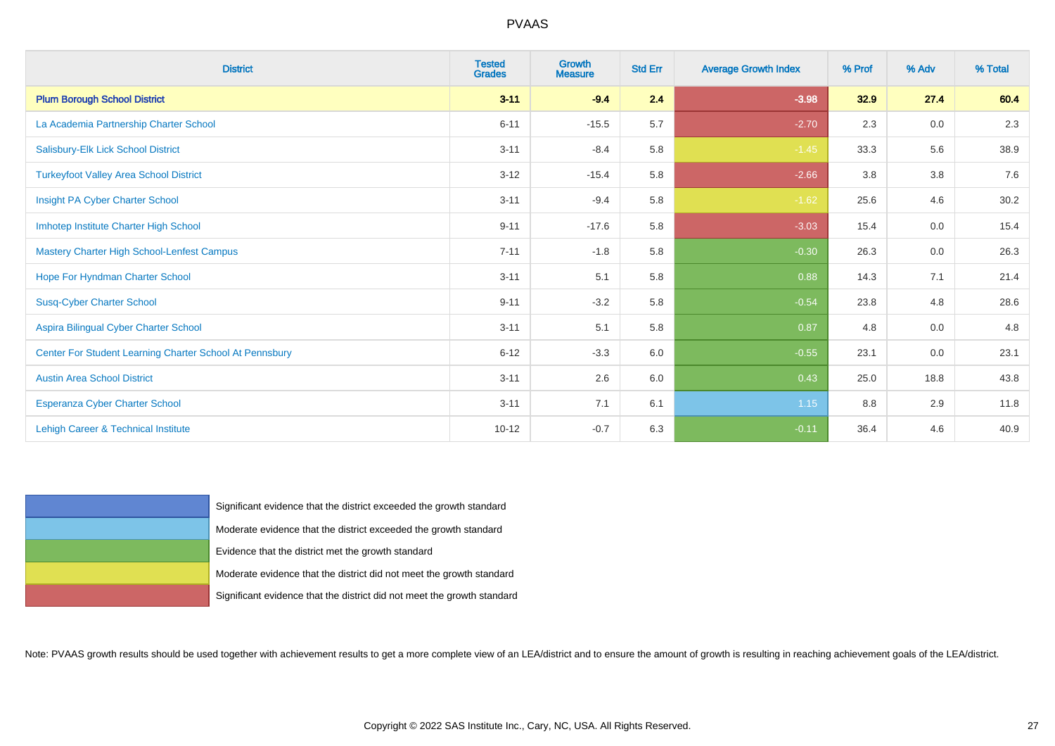PVAAS

| District | Tested Grades | Growth Measure | Std Err | Average Growth Index | % Prof | % Adv | % Total |
|---|---|---|---|---|---|---|---|
| **Plum Borough School District** | **3-11** | **-9.4** | **2.4** | **-3.98** | **32.9** | **27.4** | **60.4** |
| La Academia Partnership Charter School | 6-11 | -15.5 | 5.7 | -2.70 | 2.3 | 0.0 | 2.3 |
| Salisbury-Elk Lick School District | 3-11 | -8.4 | 5.8 | -1.45 | 33.3 | 5.6 | 38.9 |
| Turkeyfoot Valley Area School District | 3-12 | -15.4 | 5.8 | -2.66 | 3.8 | 3.8 | 7.6 |
| Insight PA Cyber Charter School | 3-11 | -9.4 | 5.8 | -1.62 | 25.6 | 4.6 | 30.2 |
| Imhotep Institute Charter High School | 9-11 | -17.6 | 5.8 | -3.03 | 15.4 | 0.0 | 15.4 |
| Mastery Charter High School-Lenfest Campus | 7-11 | -1.8 | 5.8 | -0.30 | 26.3 | 0.0 | 26.3 |
| Hope For Hyndman Charter School | 3-11 | 5.1 | 5.8 | 0.88 | 14.3 | 7.1 | 21.4 |
| Susq-Cyber Charter School | 9-11 | -3.2 | 5.8 | -0.54 | 23.8 | 4.8 | 28.6 |
| Aspira Bilingual Cyber Charter School | 3-11 | 5.1 | 5.8 | 0.87 | 4.8 | 0.0 | 4.8 |
| Center For Student Learning Charter School At Pennsbury | 6-12 | -3.3 | 6.0 | -0.55 | 23.1 | 0.0 | 23.1 |
| Austin Area School District | 3-11 | 2.6 | 6.0 | 0.43 | 25.0 | 18.8 | 43.8 |
| Esperanza Cyber Charter School | 3-11 | 7.1 | 6.1 | 1.15 | 8.8 | 2.9 | 11.8 |
| Lehigh Career & Technical Institute | 10-12 | -0.7 | 6.3 | -0.11 | 36.4 | 4.6 | 40.9 |

- Significant evidence that the district exceeded the growth standard
- Moderate evidence that the district exceeded the growth standard
- Evidence that the district met the growth standard
- Moderate evidence that the district did not meet the growth standard
- Significant evidence that the district did not meet the growth standard

Note: PVAAS growth results should be used together with achievement results to get a more complete view of an LEA/district and to ensure the amount of growth is resulting in reaching achievement goals of the LEA/district.

Copyright © 2022 SAS Institute Inc., Cary, NC, USA. All Rights Reserved.